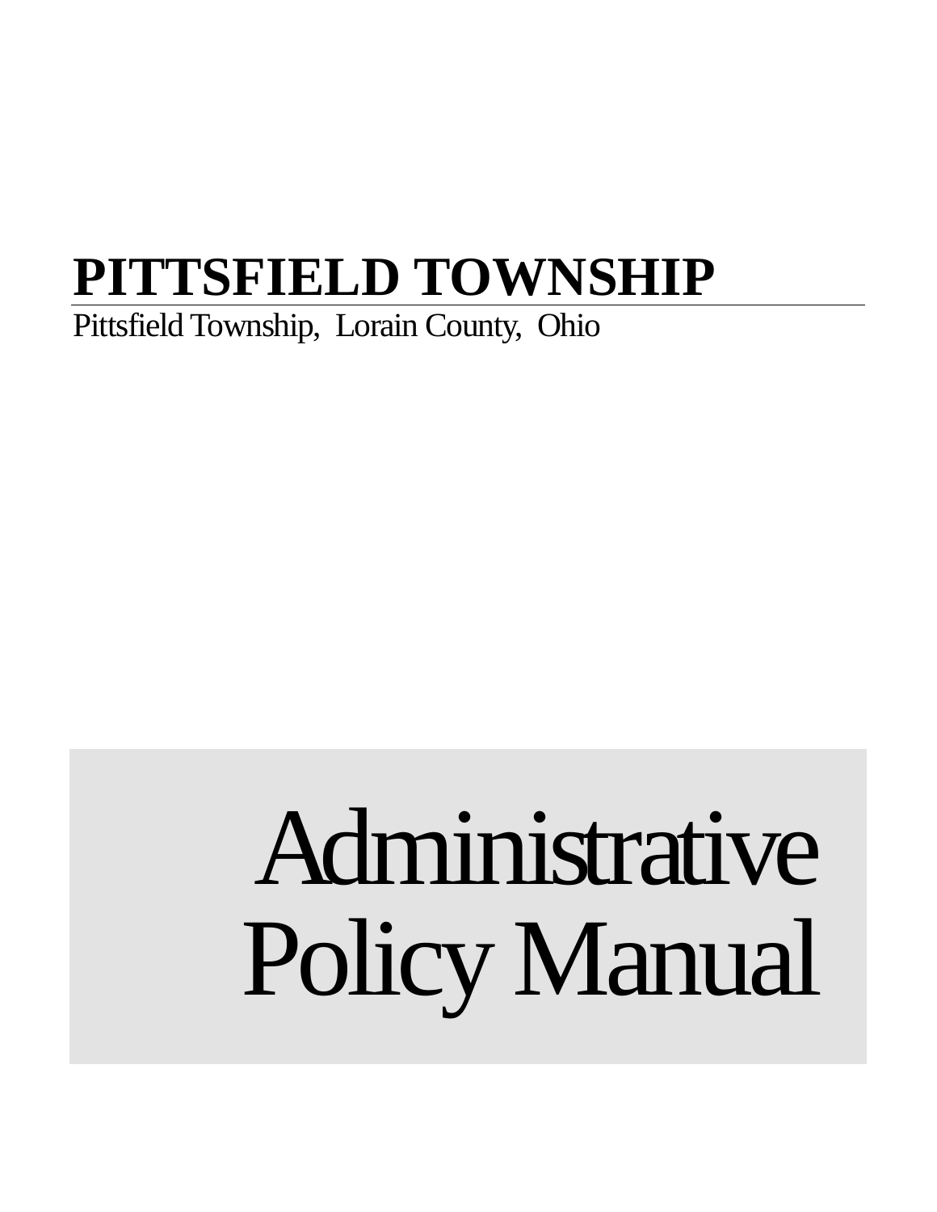# PITTSFIELD TOWNSHIP

Pittsfield Township, Lorain County, Ohio

# Administrative Policy Manual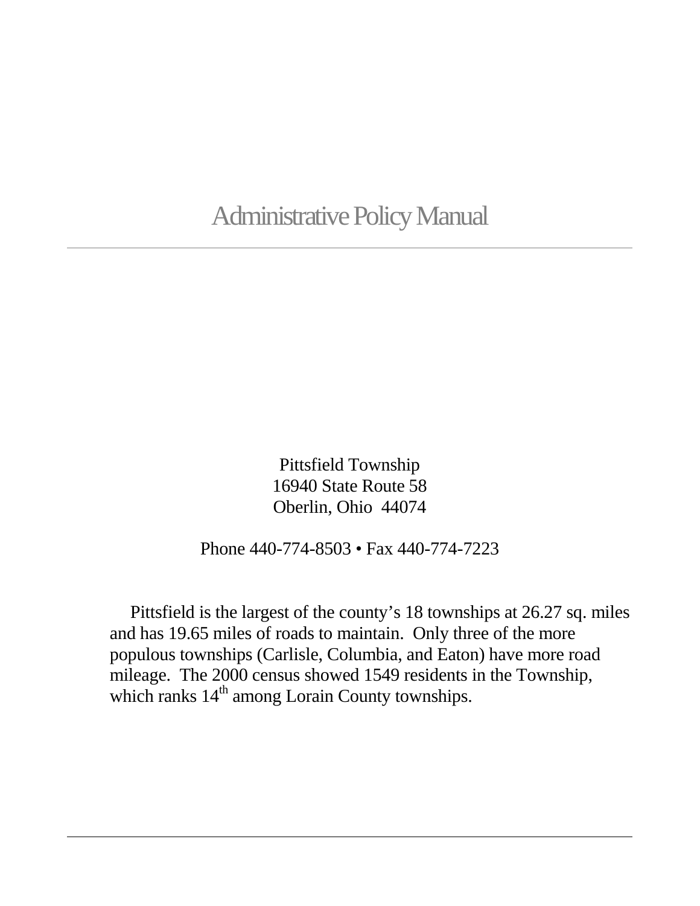# Administrative Policy Manual

Pittsfield Township
16940 State Route 58
Oberlin, Ohio 44074

Phone 440-774-8503 • Fax 440-774-7223

Pittsfield is the largest of the county's 18 townships at 26.27 sq. miles and has 19.65 miles of roads to maintain. Only three of the more populous townships (Carlisle, Columbia, and Eaton) have more road mileage. The 2000 census showed 1549 residents in the Township, which ranks 14th among Lorain County townships.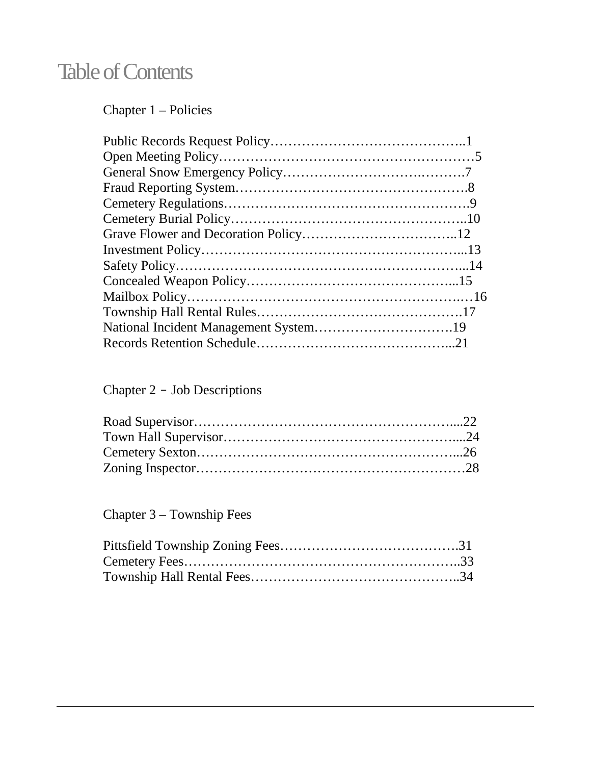# Table of Contents

Chapter 1 – Policies

Public Records Request Policy……………………………………..1
Open Meeting Policy…………………………………………………5
General Snow Emergency Policy……………………….……….7
Fraud Reporting System………………………………………….8
Cemetery Regulations…………………………………………….9
Cemetery Burial Policy……………………………………………..10
Grave Flower and Decoration Policy……………………………..12
Investment Policy…………………………………………………...13
Safety Policy…………………………………………………………...14
Concealed Weapon Policy……………………………………...15
Mailbox Policy……………………………………………………….…16
Township Hall Rental Rules……………………………………….17
National Incident Management System………………………….19
Records Retention Schedule……………………………………...21

Chapter 2 – Job Descriptions

Road Supervisor………………………………………………….....22
Town Hall Supervisor……………………………………………....24
Cemetery Sexton…………………………………………………...26
Zoning Inspector……………………………………………………28

Chapter 3 – Township Fees

Pittsfield Township Zoning Fees………………………………….31
Cemetery Fees……………………………………………………..33
Township Hall Rental Fees………………………………………..34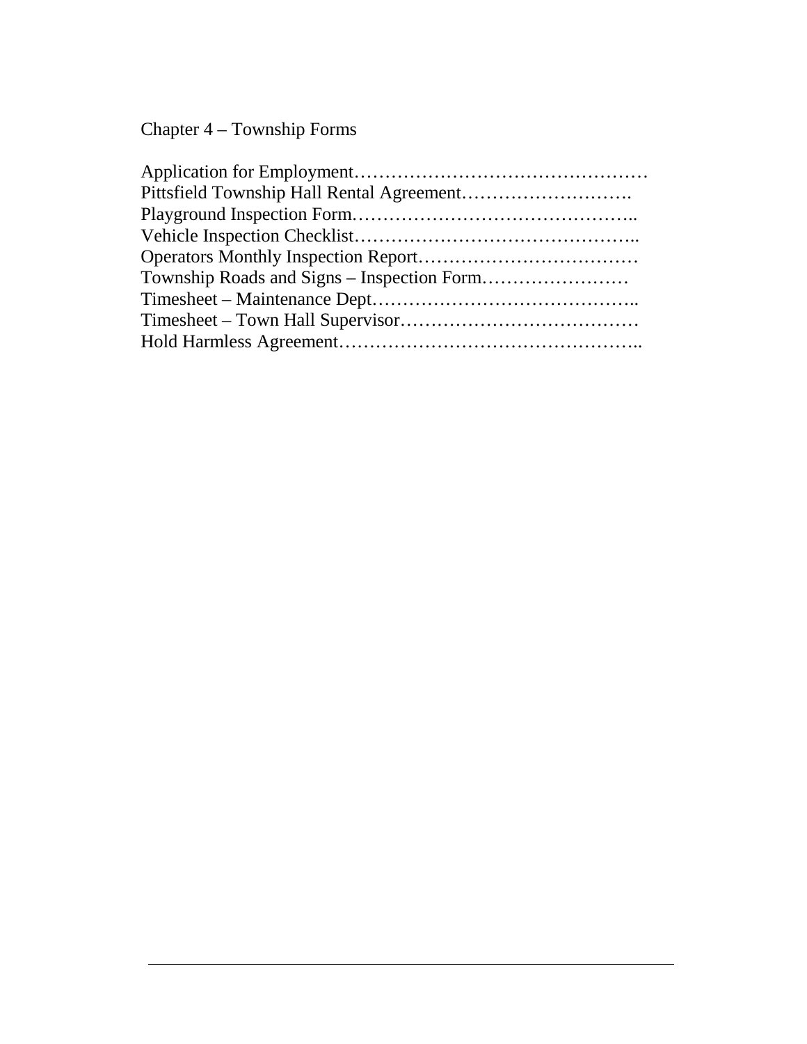# Chapter 4 – Township Forms

Application for Employment…………………………………………
Pittsfield Township Hall Rental Agreement……………………….
Playground Inspection Form………………………………………..
Vehicle Inspection Checklist………………………………………..
Operators Monthly Inspection Report………………………………
Township Roads and Signs – Inspection Form……………………
Timesheet – Maintenance Dept……………………………………..
Timesheet – Town Hall Supervisor…………………………………
Hold Harmless Agreement…………………………………………..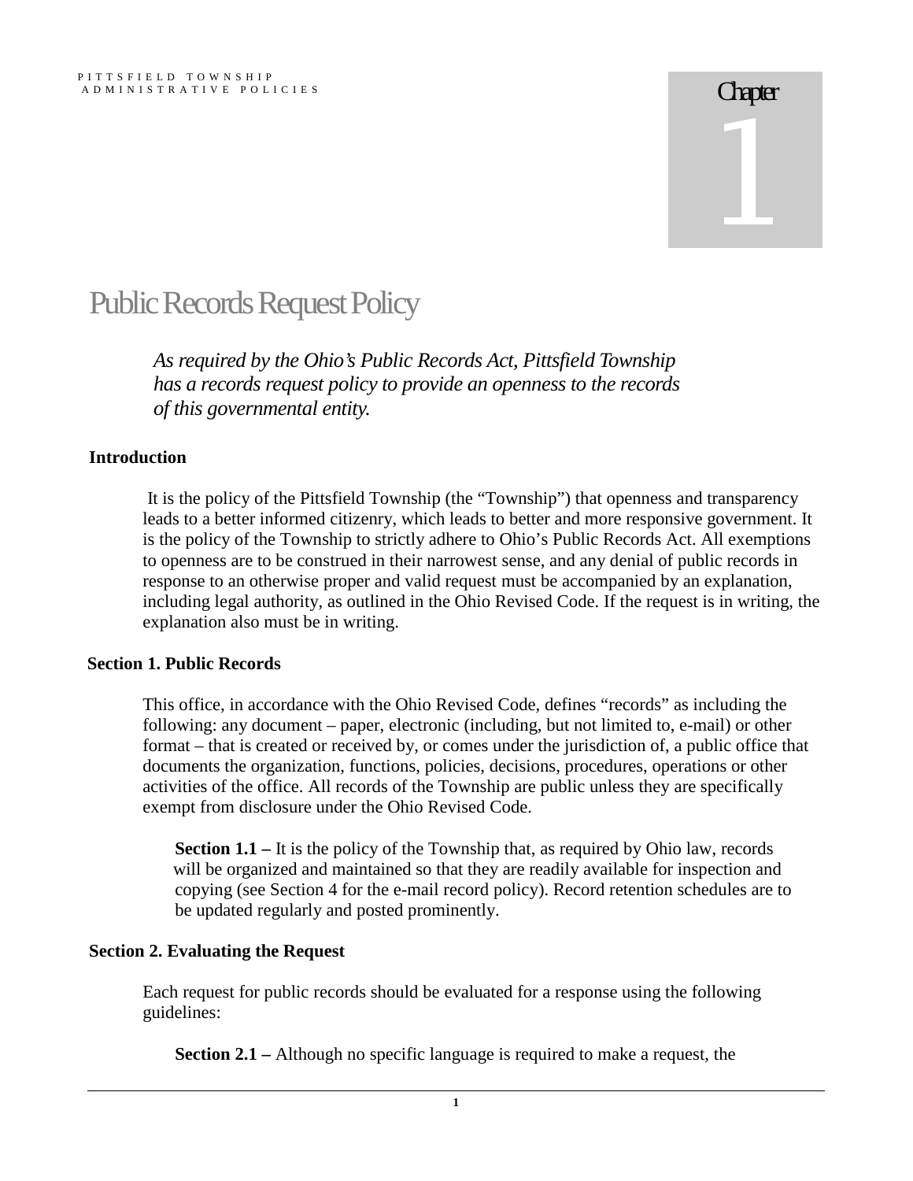# Chapter 1

# Public Records Request Policy

*As required by the Ohio's Public Records Act, Pittsfield Township has a records request policy to provide an openness to the records of this governmental entity.*

## Introduction

It is the policy of the Pittsfield Township (the "Township") that openness and transparency leads to a better informed citizenry, which leads to better and more responsive government. It is the policy of the Township to strictly adhere to Ohio's Public Records Act. All exemptions to openness are to be construed in their narrowest sense, and any denial of public records in response to an otherwise proper and valid request must be accompanied by an explanation, including legal authority, as outlined in the Ohio Revised Code. If the request is in writing, the explanation also must be in writing.

## Section 1. Public Records

This office, in accordance with the Ohio Revised Code, defines "records" as including the following: any document – paper, electronic (including, but not limited to, e-mail) or other format – that is created or received by, or comes under the jurisdiction of, a public office that documents the organization, functions, policies, decisions, procedures, operations or other activities of the office. All records of the Township are public unless they are specifically exempt from disclosure under the Ohio Revised Code.

**Section 1.1 –** It is the policy of the Township that, as required by Ohio law, records will be organized and maintained so that they are readily available for inspection and copying (see Section 4 for the e-mail record policy). Record retention schedules are to be updated regularly and posted prominently.

## Section 2. Evaluating the Request

Each request for public records should be evaluated for a response using the following guidelines:

**Section 2.1 –** Although no specific language is required to make a request, the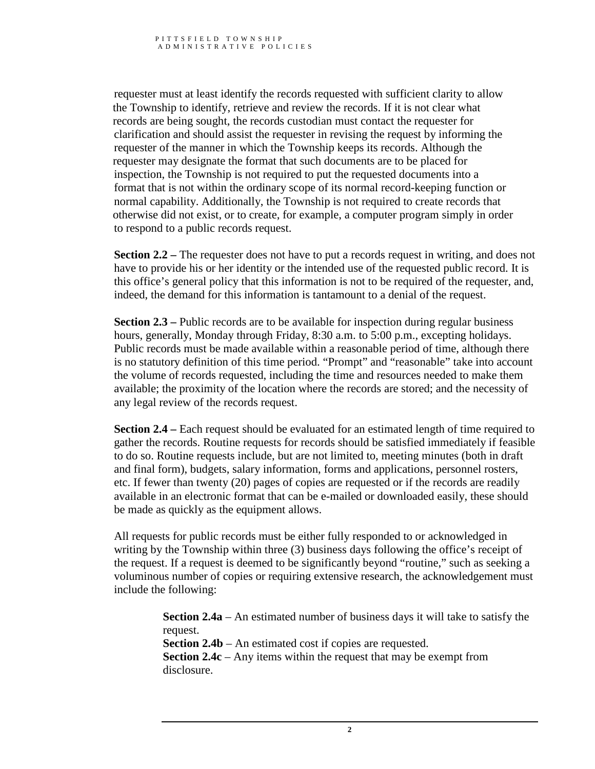requester must at least identify the records requested with sufficient clarity to allow the Township to identify, retrieve and review the records. If it is not clear what records are being sought, the records custodian must contact the requester for clarification and should assist the requester in revising the request by informing the requester of the manner in which the Township keeps its records. Although the requester may designate the format that such documents are to be placed for inspection, the Township is not required to put the requested documents into a format that is not within the ordinary scope of its normal record-keeping function or normal capability. Additionally, the Township is not required to create records that otherwise did not exist, or to create, for example, a computer program simply in order to respond to a public records request.

**Section 2.2 –** The requester does not have to put a records request in writing, and does not have to provide his or her identity or the intended use of the requested public record. It is this office's general policy that this information is not to be required of the requester, and, indeed, the demand for this information is tantamount to a denial of the request.

**Section 2.3 –** Public records are to be available for inspection during regular business hours, generally, Monday through Friday, 8:30 a.m. to 5:00 p.m., excepting holidays. Public records must be made available within a reasonable period of time, although there is no statutory definition of this time period. "Prompt" and "reasonable" take into account the volume of records requested, including the time and resources needed to make them available; the proximity of the location where the records are stored; and the necessity of any legal review of the records request.

**Section 2.4 –** Each request should be evaluated for an estimated length of time required to gather the records. Routine requests for records should be satisfied immediately if feasible to do so. Routine requests include, but are not limited to, meeting minutes (both in draft and final form), budgets, salary information, forms and applications, personnel rosters, etc. If fewer than twenty (20) pages of copies are requested or if the records are readily available in an electronic format that can be e-mailed or downloaded easily, these should be made as quickly as the equipment allows.

All requests for public records must be either fully responded to or acknowledged in writing by the Township within three (3) business days following the office's receipt of the request. If a request is deemed to be significantly beyond "routine," such as seeking a voluminous number of copies or requiring extensive research, the acknowledgement must include the following:

> **Section 2.4a** – An estimated number of business days it will take to satisfy the request.
> **Section 2.4b** – An estimated cost if copies are requested.
> **Section 2.4c** – Any items within the request that may be exempt from disclosure.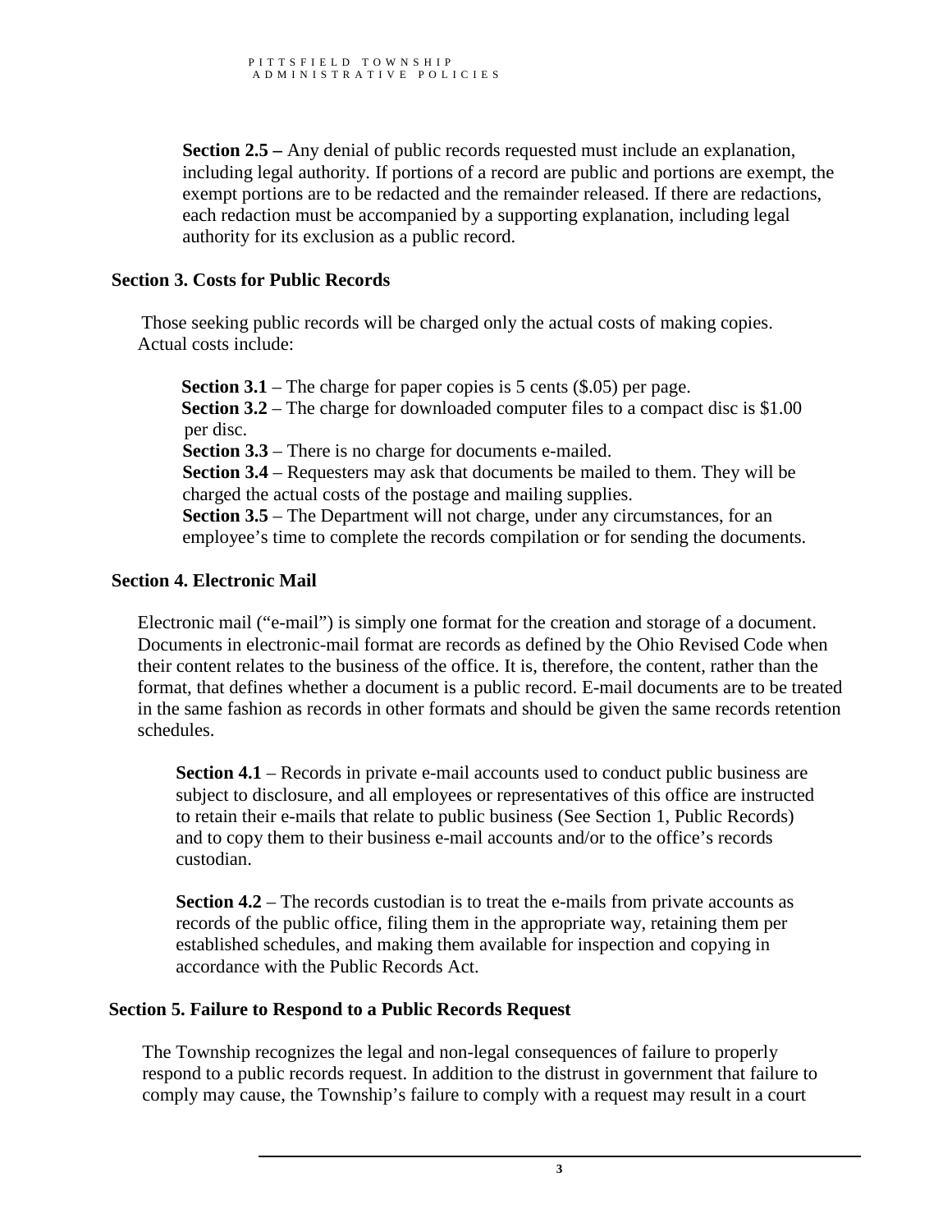**Section 2.5 –** Any denial of public records requested must include an explanation, including legal authority. If portions of a record are public and portions are exempt, the exempt portions are to be redacted and the remainder released. If there are redactions, each redaction must be accompanied by a supporting explanation, including legal authority for its exclusion as a public record.

## Section 3. Costs for Public Records

Those seeking public records will be charged only the actual costs of making copies. Actual costs include:

**Section 3.1** – The charge for paper copies is 5 cents ($.05) per page.
**Section 3.2** – The charge for downloaded computer files to a compact disc is $1.00 per disc.
**Section 3.3** – There is no charge for documents e-mailed.
**Section 3.4** – Requesters may ask that documents be mailed to them. They will be charged the actual costs of the postage and mailing supplies.
**Section 3.5** – The Department will not charge, under any circumstances, for an employee's time to complete the records compilation or for sending the documents.

## Section 4. Electronic Mail

Electronic mail ("e-mail") is simply one format for the creation and storage of a document. Documents in electronic-mail format are records as defined by the Ohio Revised Code when their content relates to the business of the office. It is, therefore, the content, rather than the format, that defines whether a document is a public record. E-mail documents are to be treated in the same fashion as records in other formats and should be given the same records retention schedules.

**Section 4.1** – Records in private e-mail accounts used to conduct public business are subject to disclosure, and all employees or representatives of this office are instructed to retain their e-mails that relate to public business (See Section 1, Public Records) and to copy them to their business e-mail accounts and/or to the office's records custodian.

**Section 4.2** – The records custodian is to treat the e-mails from private accounts as records of the public office, filing them in the appropriate way, retaining them per established schedules, and making them available for inspection and copying in accordance with the Public Records Act.

## Section 5. Failure to Respond to a Public Records Request

The Township recognizes the legal and non-legal consequences of failure to properly respond to a public records request. In addition to the distrust in government that failure to comply may cause, the Township's failure to comply with a request may result in a court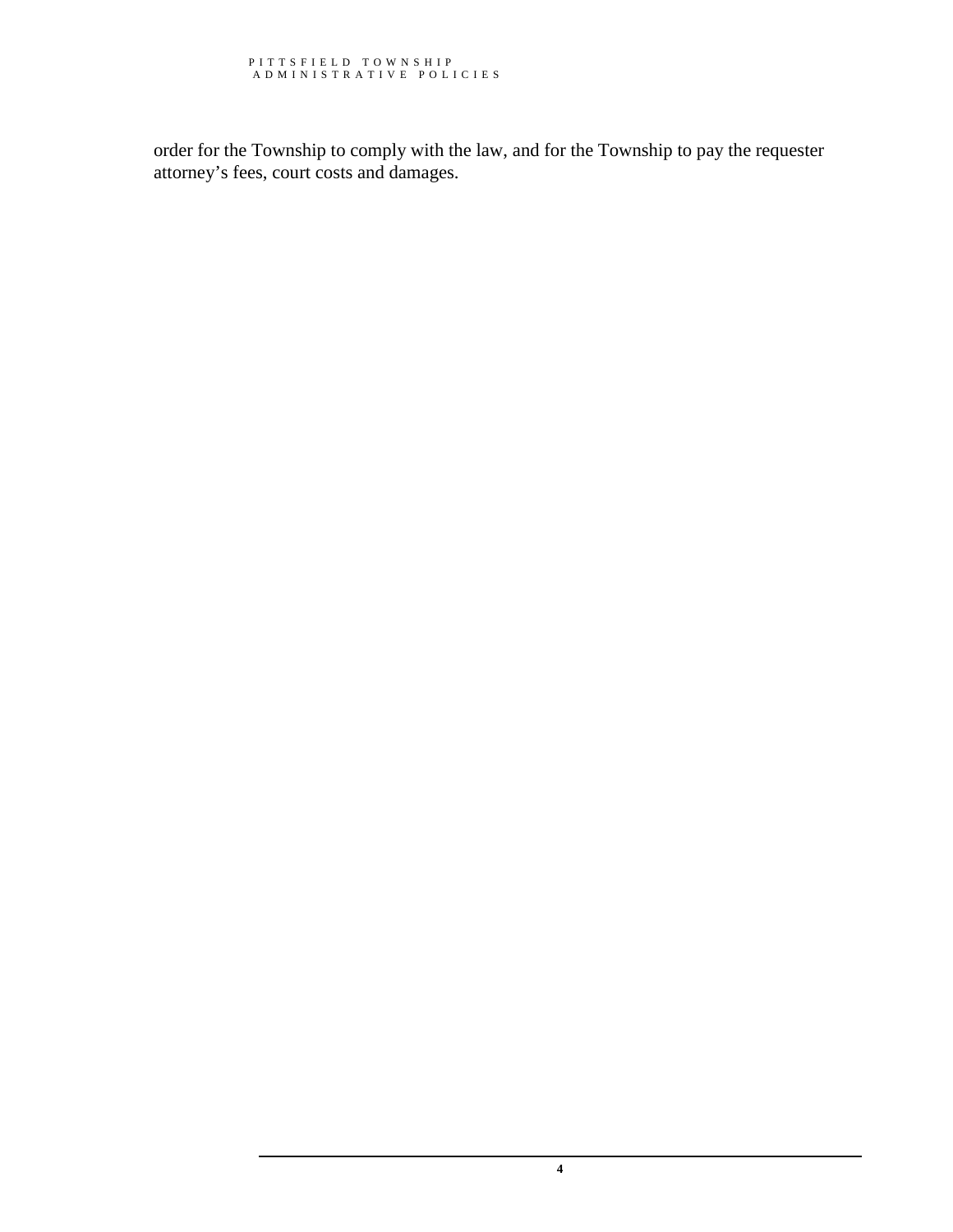order for the Township to comply with the law, and for the Township to pay the requester attorney's fees, court costs and damages.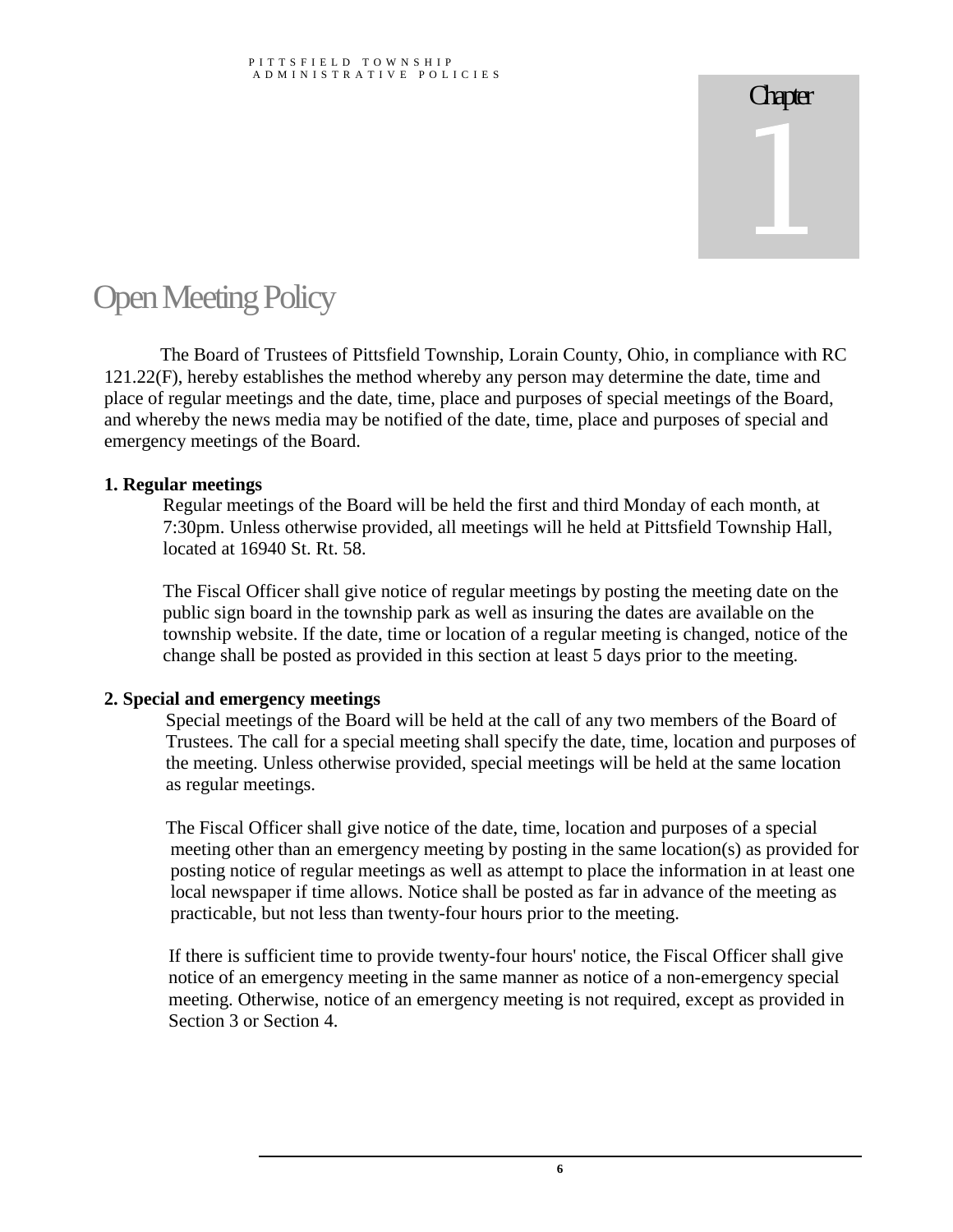# Chapter 1

# Open Meeting Policy

The Board of Trustees of Pittsfield Township, Lorain County, Ohio, in compliance with RC 121.22(F), hereby establishes the method whereby any person may determine the date, time and place of regular meetings and the date, time, place and purposes of special meetings of the Board, and whereby the news media may be notified of the date, time, place and purposes of special and emergency meetings of the Board.

**1. Regular meetings**

Regular meetings of the Board will be held the first and third Monday of each month, at 7:30pm. Unless otherwise provided, all meetings will he held at Pittsfield Township Hall, located at 16940 St. Rt. 58.

The Fiscal Officer shall give notice of regular meetings by posting the meeting date on the public sign board in the township park as well as insuring the dates are available on the township website. If the date, time or location of a regular meeting is changed, notice of the change shall be posted as provided in this section at least 5 days prior to the meeting.

**2. Special and emergency meetings**

Special meetings of the Board will be held at the call of any two members of the Board of Trustees. The call for a special meeting shall specify the date, time, location and purposes of the meeting. Unless otherwise provided, special meetings will be held at the same location as regular meetings.

The Fiscal Officer shall give notice of the date, time, location and purposes of a special meeting other than an emergency meeting by posting in the same location(s) as provided for posting notice of regular meetings as well as attempt to place the information in at least one local newspaper if time allows. Notice shall be posted as far in advance of the meeting as practicable, but not less than twenty-four hours prior to the meeting.

If there is sufficient time to provide twenty-four hours' notice, the Fiscal Officer shall give notice of an emergency meeting in the same manner as notice of a non-emergency special meeting. Otherwise, notice of an emergency meeting is not required, except as provided in Section 3 or Section 4.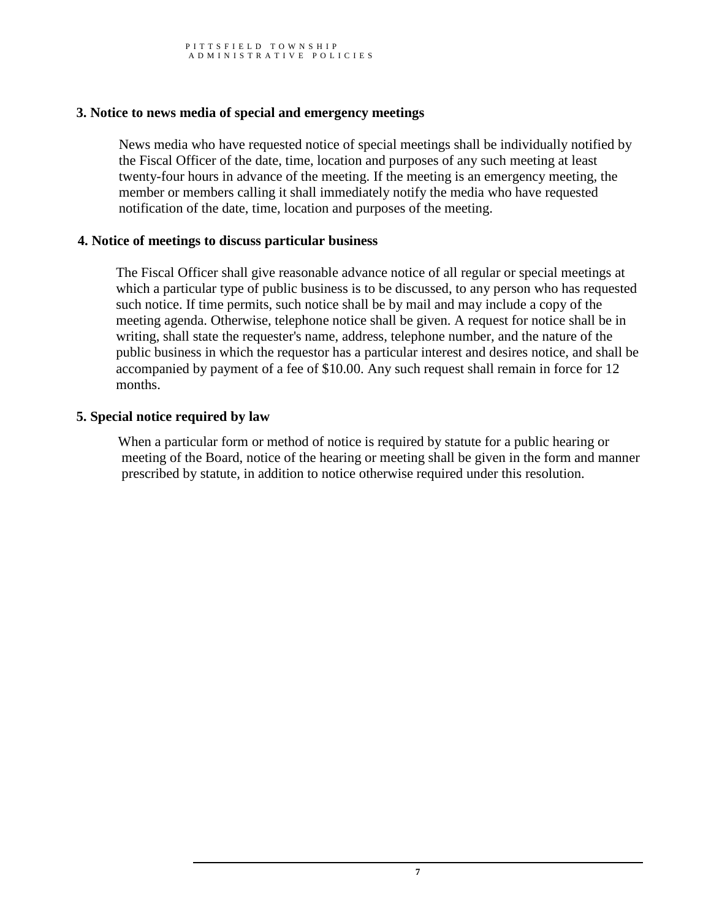### 3. Notice to news media of special and emergency meetings

News media who have requested notice of special meetings shall be individually notified by the Fiscal Officer of the date, time, location and purposes of any such meeting at least twenty-four hours in advance of the meeting. If the meeting is an emergency meeting, the member or members calling it shall immediately notify the media who have requested notification of the date, time, location and purposes of the meeting.

### 4. Notice of meetings to discuss particular business

The Fiscal Officer shall give reasonable advance notice of all regular or special meetings at which a particular type of public business is to be discussed, to any person who has requested such notice. If time permits, such notice shall be by mail and may include a copy of the meeting agenda. Otherwise, telephone notice shall be given. A request for notice shall be in writing, shall state the requester's name, address, telephone number, and the nature of the public business in which the requestor has a particular interest and desires notice, and shall be accompanied by payment of a fee of $10.00. Any such request shall remain in force for 12 months.

### 5. Special notice required by law

When a particular form or method of notice is required by statute for a public hearing or meeting of the Board, notice of the hearing or meeting shall be given in the form and manner prescribed by statute, in addition to notice otherwise required under this resolution.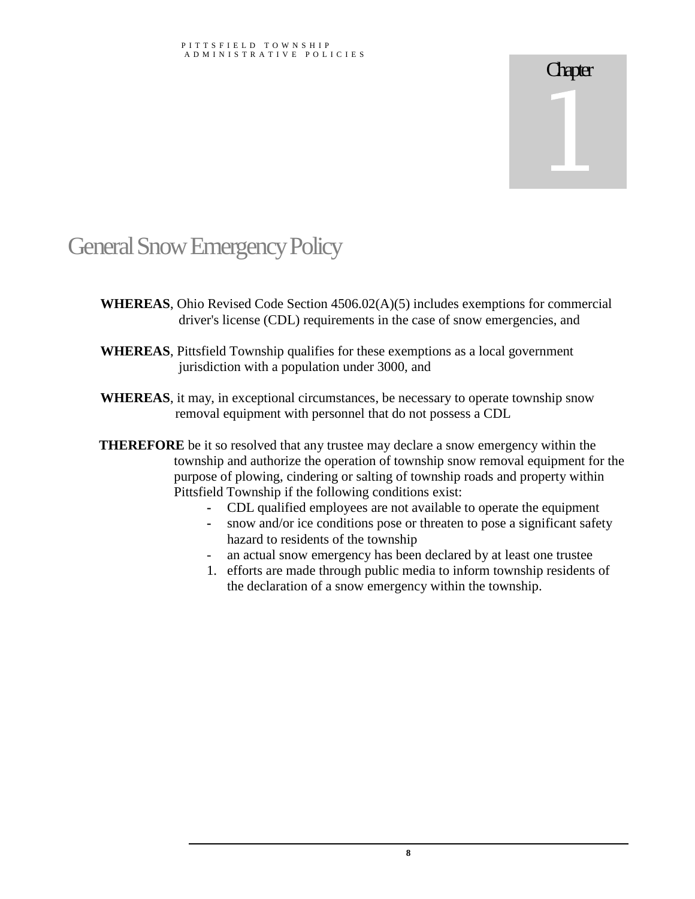Chapter

1

# General Snow Emergency Policy

**WHEREAS**, Ohio Revised Code Section 4506.02(A)(5) includes exemptions for commercial driver's license (CDL) requirements in the case of snow emergencies, and

**WHEREAS**, Pittsfield Township qualifies for these exemptions as a local government jurisdiction with a population under 3000, and

**WHEREAS**, it may, in exceptional circumstances, be necessary to operate township snow removal equipment with personnel that do not possess a CDL

**THEREFORE** be it so resolved that any trustee may declare a snow emergency within the township and authorize the operation of township snow removal equipment for the purpose of plowing, cindering or salting of township roads and property within Pittsfield Township if the following conditions exist:

- CDL qualified employees are not available to operate the equipment
- snow and/or ice conditions pose or threaten to pose a significant safety hazard to residents of the township
- an actual snow emergency has been declared by at least one trustee

1. efforts are made through public media to inform township residents of the declaration of a snow emergency within the township.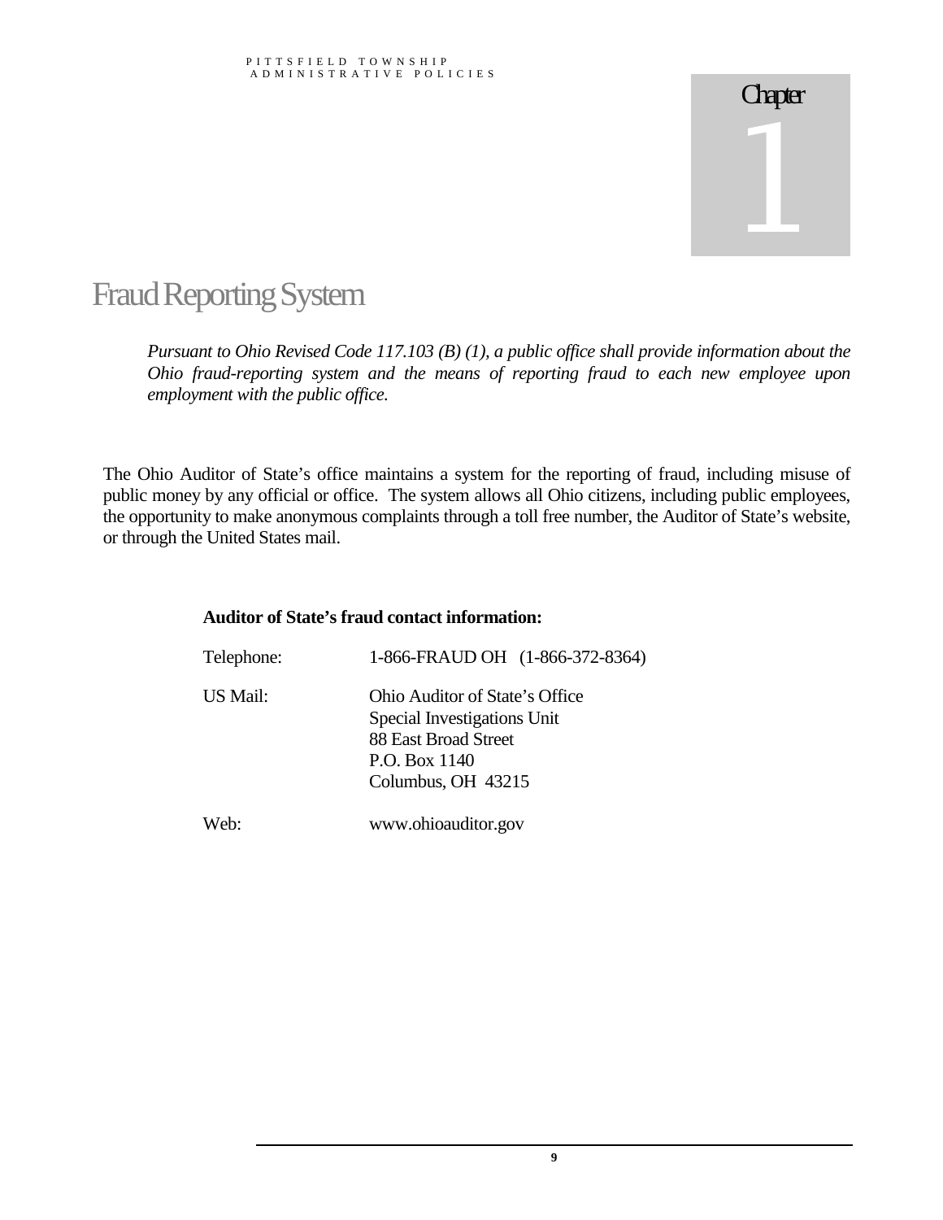# Chapter 1

# Fraud Reporting System

*Pursuant to Ohio Revised Code 117.103 (B) (1), a public office shall provide information about the Ohio fraud-reporting system and the means of reporting fraud to each new employee upon employment with the public office.*

The Ohio Auditor of State's office maintains a system for the reporting of fraud, including misuse of public money by any official or office. The system allows all Ohio citizens, including public employees, the opportunity to make anonymous complaints through a toll free number, the Auditor of State's website, or through the United States mail.

**Auditor of State's fraud contact information:**

| | |
|---|---|
| Telephone: | 1-866-FRAUD OH (1-866-372-8364) |
| US Mail: | Ohio Auditor of State's Office<br>Special Investigations Unit<br>88 East Broad Street<br>P.O. Box 1140<br>Columbus, OH 43215 |
| Web: | www.ohioauditor.gov |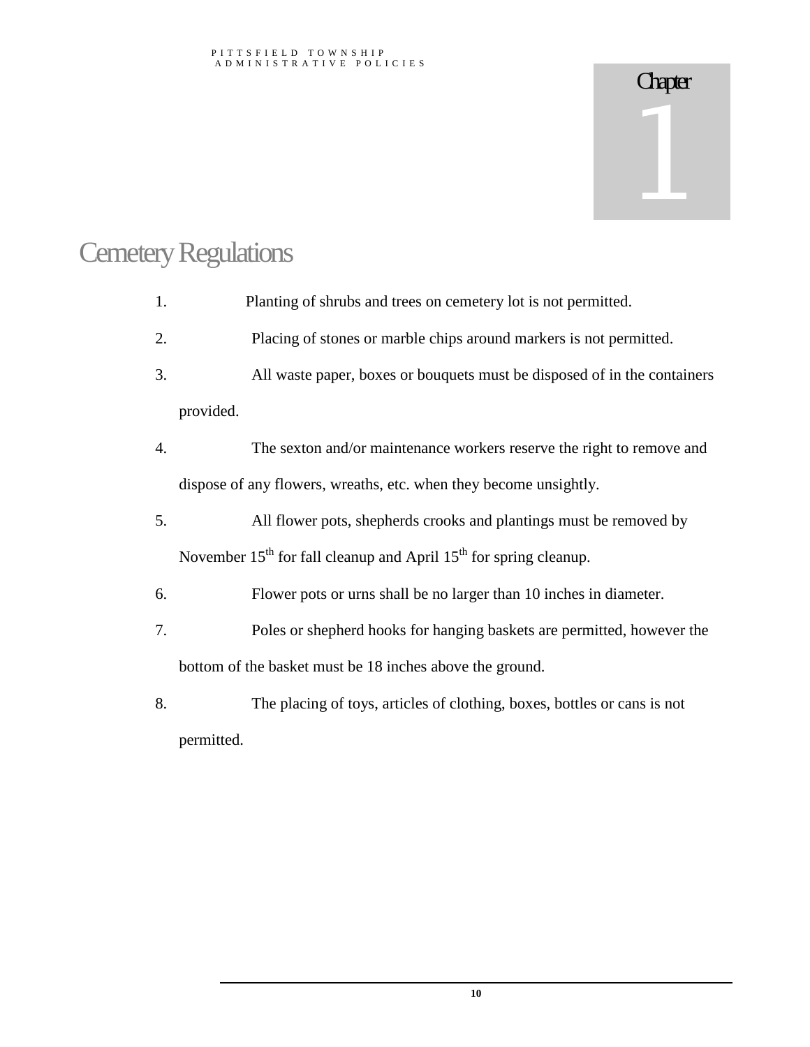# Chapter 1

## Cemetery Regulations

1. Planting of shrubs and trees on cemetery lot is not permitted.
2. Placing of stones or marble chips around markers is not permitted.
3. All waste paper, boxes or bouquets must be disposed of in the containers provided.
4. The sexton and/or maintenance workers reserve the right to remove and dispose of any flowers, wreaths, etc. when they become unsightly.
5. All flower pots, shepherds crooks and plantings must be removed by November 15th for fall cleanup and April 15th for spring cleanup.
6. Flower pots or urns shall be no larger than 10 inches in diameter.
7. Poles or shepherd hooks for hanging baskets are permitted, however the bottom of the basket must be 18 inches above the ground.
8. The placing of toys, articles of clothing, boxes, bottles or cans is not permitted.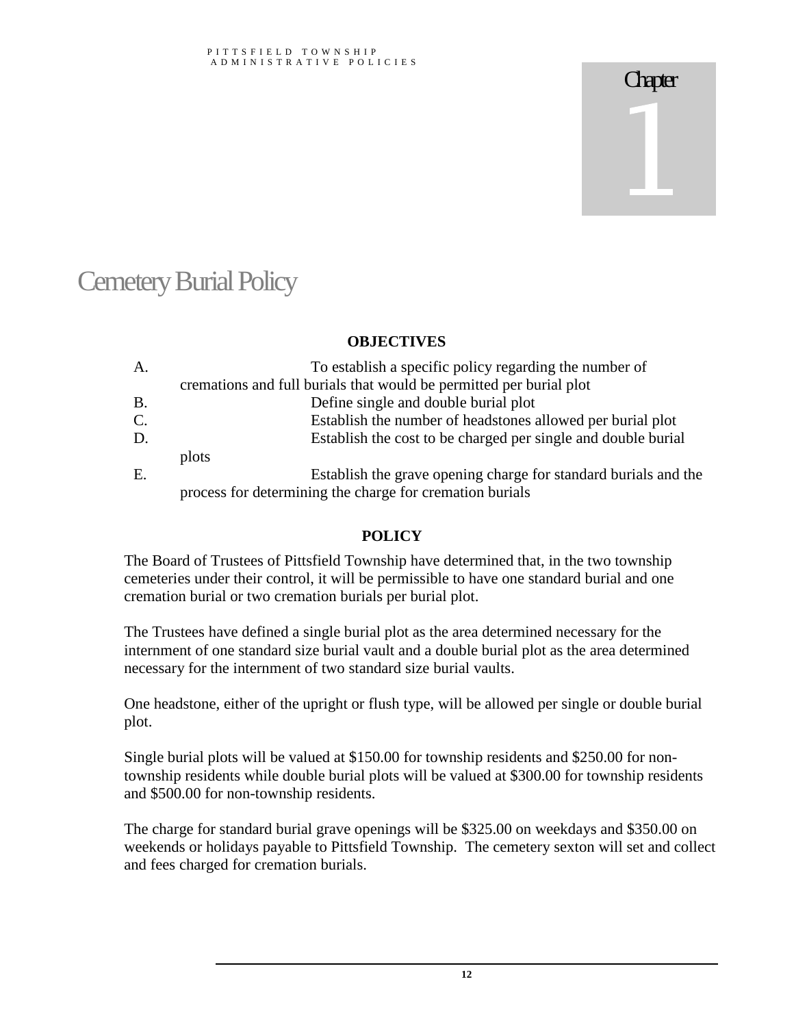Chapter 1

# Cemetery Burial Policy

## OBJECTIVES

A. To establish a specific policy regarding the number of cremations and full burials that would be permitted per burial plot

B. Define single and double burial plot

C. Establish the number of headstones allowed per burial plot

D. Establish the cost to be charged per single and double burial plots

E. Establish the grave opening charge for standard burials and the process for determining the charge for cremation burials

## POLICY

The Board of Trustees of Pittsfield Township have determined that, in the two township cemeteries under their control, it will be permissible to have one standard burial and one cremation burial or two cremation burials per burial plot.

The Trustees have defined a single burial plot as the area determined necessary for the internment of one standard size burial vault and a double burial plot as the area determined necessary for the internment of two standard size burial vaults.

One headstone, either of the upright or flush type, will be allowed per single or double burial plot.

Single burial plots will be valued at $150.00 for township residents and $250.00 for non-township residents while double burial plots will be valued at $300.00 for township residents and $500.00 for non-township residents.

The charge for standard burial grave openings will be $325.00 on weekdays and $350.00 on weekends or holidays payable to Pittsfield Township. The cemetery sexton will set and collect and fees charged for cremation burials.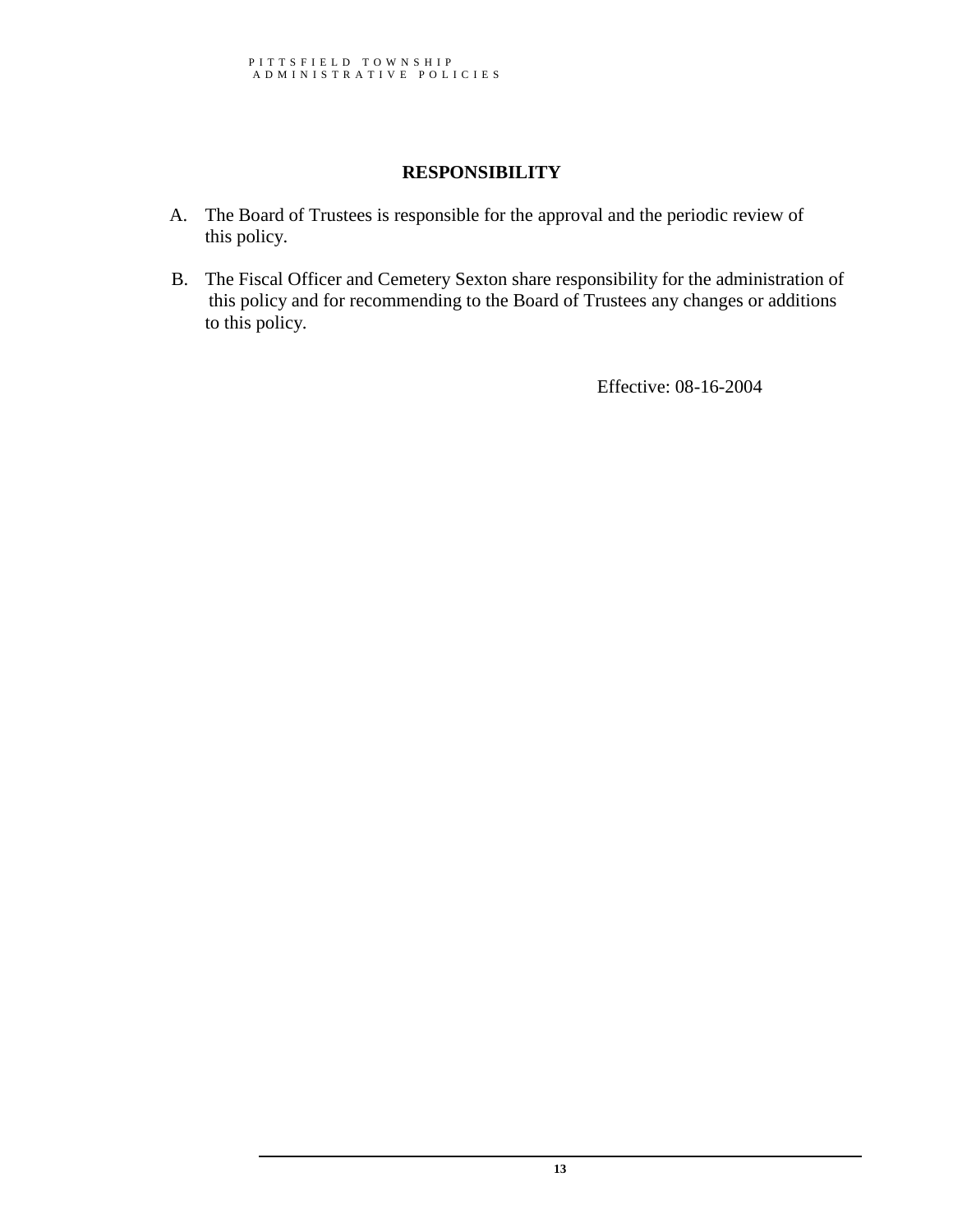## RESPONSIBILITY

A. The Board of Trustees is responsible for the approval and the periodic review of this policy.

B. The Fiscal Officer and Cemetery Sexton share responsibility for the administration of this policy and for recommending to the Board of Trustees any changes or additions to this policy.

Effective: 08-16-2004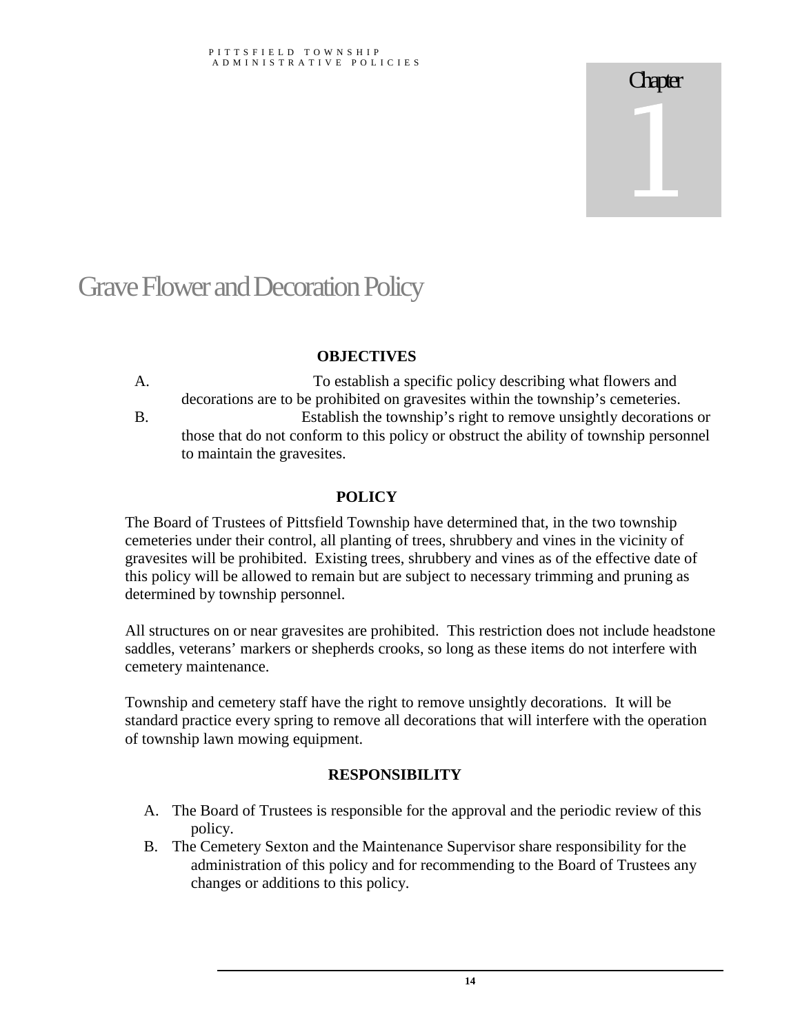# Chapter 1

# Grave Flower and Decoration Policy

## OBJECTIVES

A. To establish a specific policy describing what flowers and decorations are to be prohibited on gravesites within the township's cemeteries.

B. Establish the township's right to remove unsightly decorations or those that do not conform to this policy or obstruct the ability of township personnel to maintain the gravesites.

## POLICY

The Board of Trustees of Pittsfield Township have determined that, in the two township cemeteries under their control, all planting of trees, shrubbery and vines in the vicinity of gravesites will be prohibited. Existing trees, shrubbery and vines as of the effective date of this policy will be allowed to remain but are subject to necessary trimming and pruning as determined by township personnel.

All structures on or near gravesites are prohibited. This restriction does not include headstone saddles, veterans' markers or shepherds crooks, so long as these items do not interfere with cemetery maintenance.

Township and cemetery staff have the right to remove unsightly decorations. It will be standard practice every spring to remove all decorations that will interfere with the operation of township lawn mowing equipment.

## RESPONSIBILITY

A. The Board of Trustees is responsible for the approval and the periodic review of this policy.

B. The Cemetery Sexton and the Maintenance Supervisor share responsibility for the administration of this policy and for recommending to the Board of Trustees any changes or additions to this policy.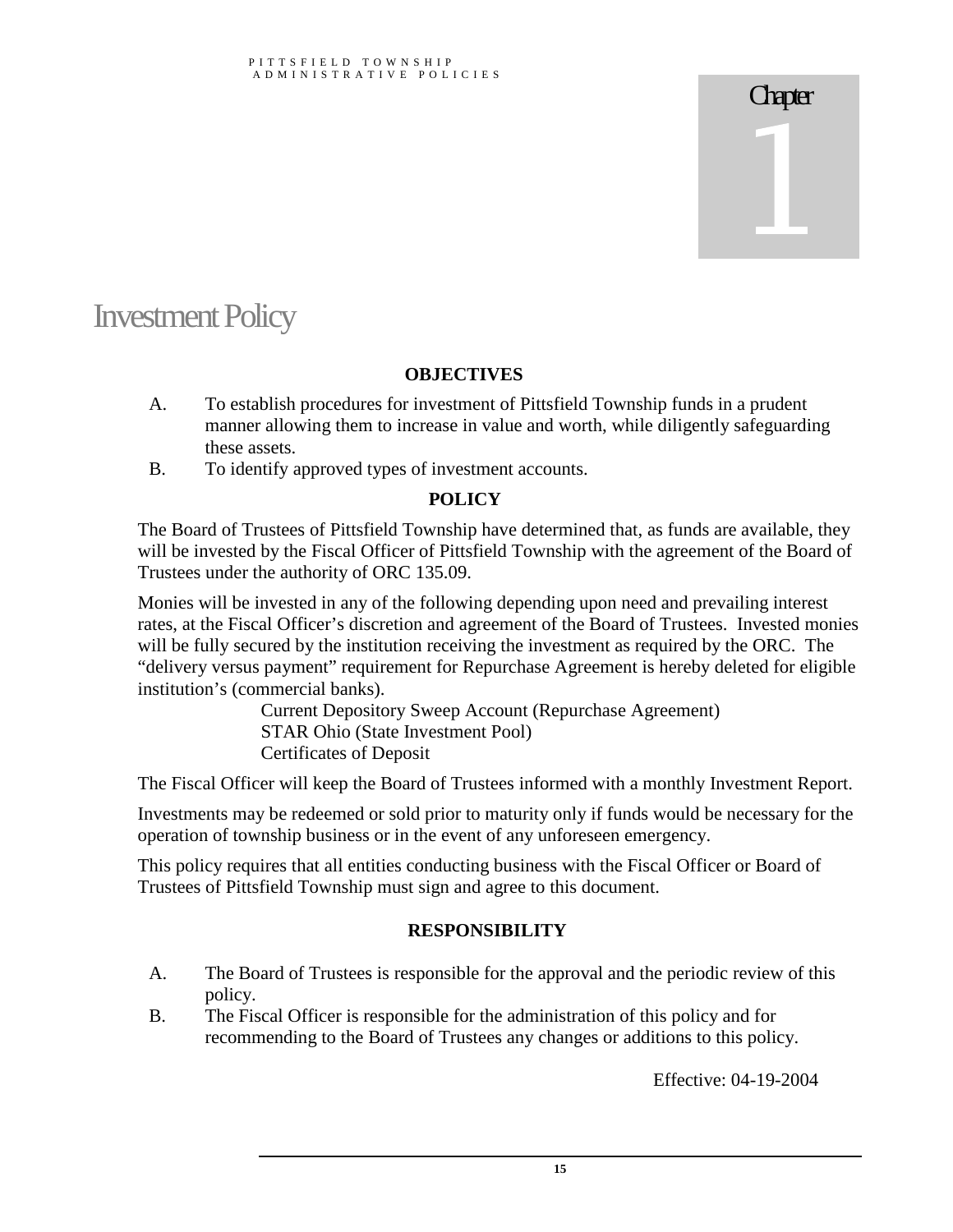# Chapter 1

# Investment Policy

### OBJECTIVES

A. To establish procedures for investment of Pittsfield Township funds in a prudent manner allowing them to increase in value and worth, while diligently safeguarding these assets.

B. To identify approved types of investment accounts.

### POLICY

The Board of Trustees of Pittsfield Township have determined that, as funds are available, they will be invested by the Fiscal Officer of Pittsfield Township with the agreement of the Board of Trustees under the authority of ORC 135.09.

Monies will be invested in any of the following depending upon need and prevailing interest rates, at the Fiscal Officer's discretion and agreement of the Board of Trustees. Invested monies will be fully secured by the institution receiving the investment as required by the ORC. The "delivery versus payment" requirement for Repurchase Agreement is hereby deleted for eligible institution's (commercial banks).

Current Depository Sweep Account (Repurchase Agreement)
STAR Ohio (State Investment Pool)
Certificates of Deposit

The Fiscal Officer will keep the Board of Trustees informed with a monthly Investment Report.

Investments may be redeemed or sold prior to maturity only if funds would be necessary for the operation of township business or in the event of any unforeseen emergency.

This policy requires that all entities conducting business with the Fiscal Officer or Board of Trustees of Pittsfield Township must sign and agree to this document.

### RESPONSIBILITY

A. The Board of Trustees is responsible for the approval and the periodic review of this policy.

B. The Fiscal Officer is responsible for the administration of this policy and for recommending to the Board of Trustees any changes or additions to this policy.

Effective: 04-19-2004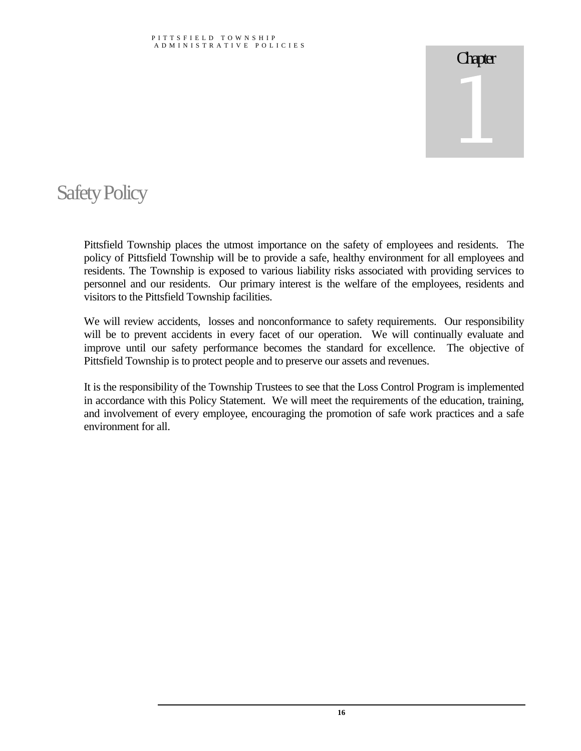# Chapter 1

## Safety Policy

Pittsfield Township places the utmost importance on the safety of employees and residents. The policy of Pittsfield Township will be to provide a safe, healthy environment for all employees and residents. The Township is exposed to various liability risks associated with providing services to personnel and our residents. Our primary interest is the welfare of the employees, residents and visitors to the Pittsfield Township facilities.

We will review accidents, losses and nonconformance to safety requirements. Our responsibility will be to prevent accidents in every facet of our operation. We will continually evaluate and improve until our safety performance becomes the standard for excellence. The objective of Pittsfield Township is to protect people and to preserve our assets and revenues.

It is the responsibility of the Township Trustees to see that the Loss Control Program is implemented in accordance with this Policy Statement. We will meet the requirements of the education, training, and involvement of every employee, encouraging the promotion of safe work practices and a safe environment for all.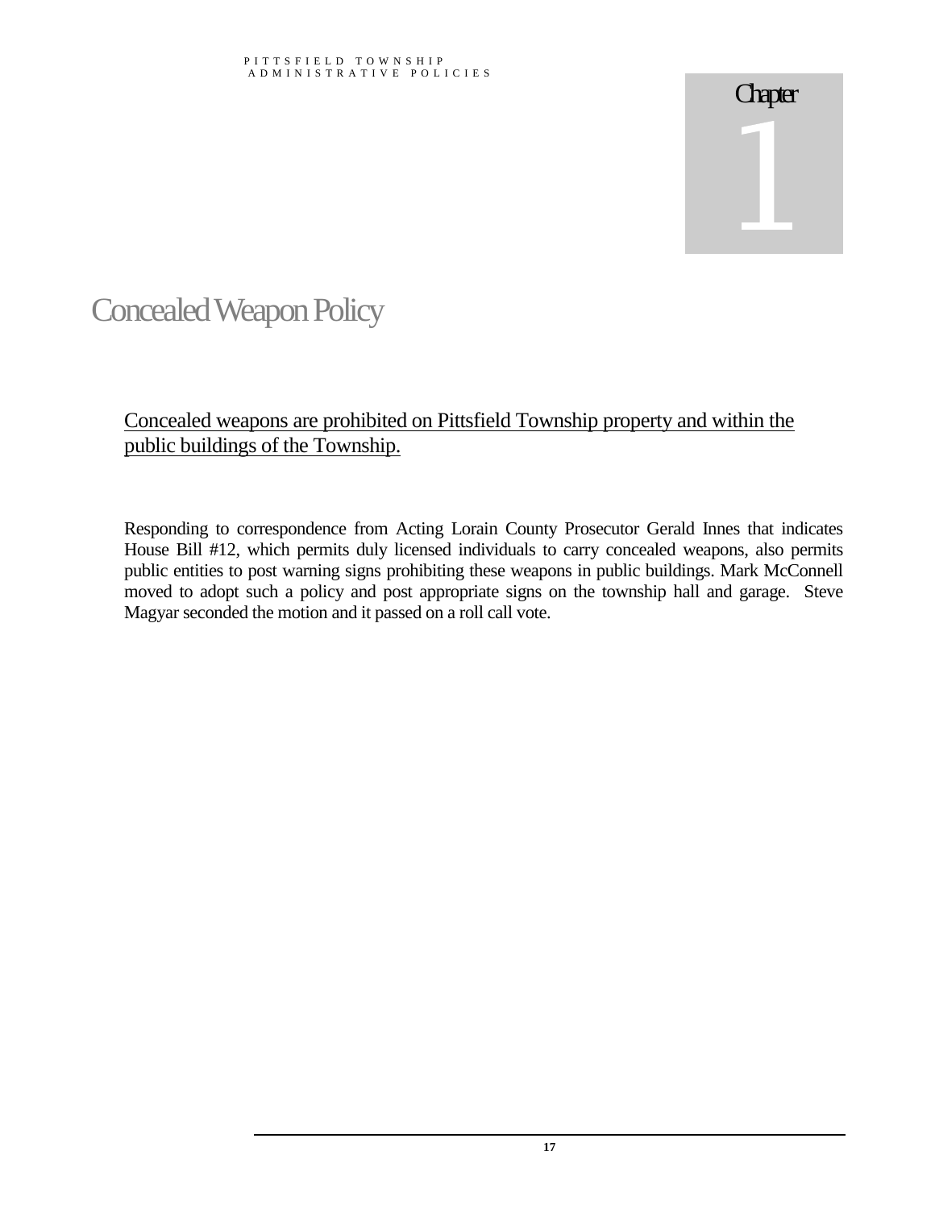# Chapter 1

## Concealed Weapon Policy

<u>Concealed weapons are prohibited on Pittsfield Township property and within the public buildings of the Township.</u>

Responding to correspondence from Acting Lorain County Prosecutor Gerald Innes that indicates House Bill #12, which permits duly licensed individuals to carry concealed weapons, also permits public entities to post warning signs prohibiting these weapons in public buildings. Mark McConnell moved to adopt such a policy and post appropriate signs on the township hall and garage. Steve Magyar seconded the motion and it passed on a roll call vote.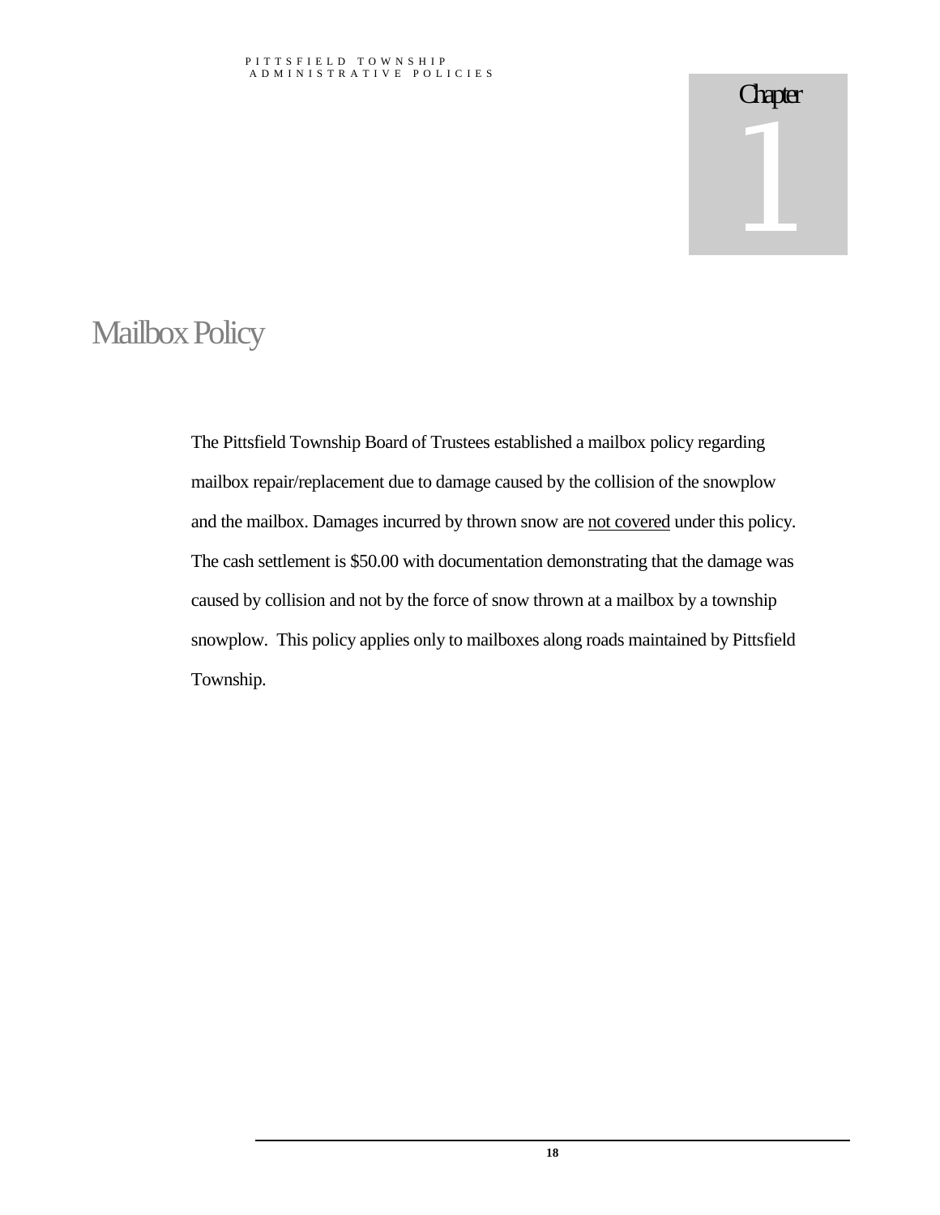Chapter

1

# Mailbox Policy

The Pittsfield Township Board of Trustees established a mailbox policy regarding mailbox repair/replacement due to damage caused by the collision of the snowplow and the mailbox. Damages incurred by thrown snow are <u>not covered</u> under this policy. The cash settlement is $50.00 with documentation demonstrating that the damage was caused by collision and not by the force of snow thrown at a mailbox by a township snowplow. This policy applies only to mailboxes along roads maintained by Pittsfield Township.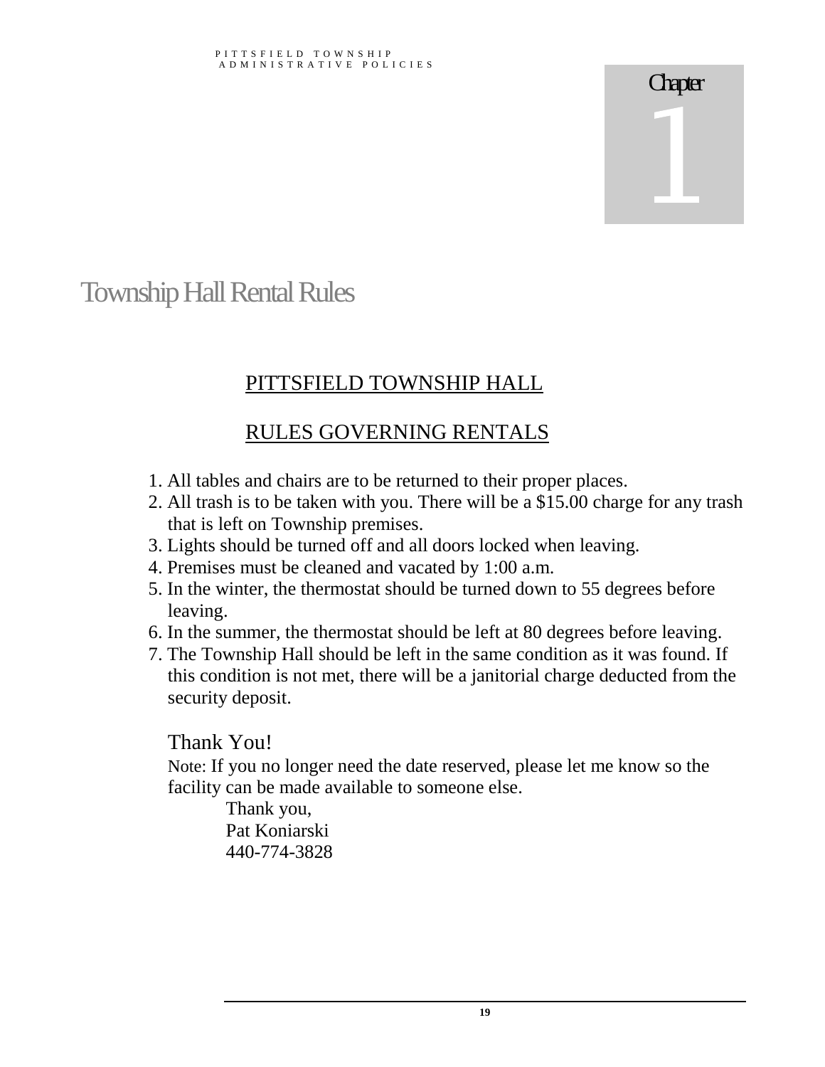# Chapter 1

# Township Hall Rental Rules

## PITTSFIELD TOWNSHIP HALL

## RULES GOVERNING RENTALS

1. All tables and chairs are to be returned to their proper places.
2. All trash is to be taken with you. There will be a $15.00 charge for any trash that is left on Township premises.
3. Lights should be turned off and all doors locked when leaving.
4. Premises must be cleaned and vacated by 1:00 a.m.
5. In the winter, the thermostat should be turned down to 55 degrees before leaving.
6. In the summer, the thermostat should be left at 80 degrees before leaving.
7. The Township Hall should be left in the same condition as it was found. If this condition is not met, there will be a janitorial charge deducted from the security deposit.

Thank You!

Note: If you no longer need the date reserved, please let me know so the facility can be made available to someone else.

Thank you,
Pat Koniarski
440-774-3828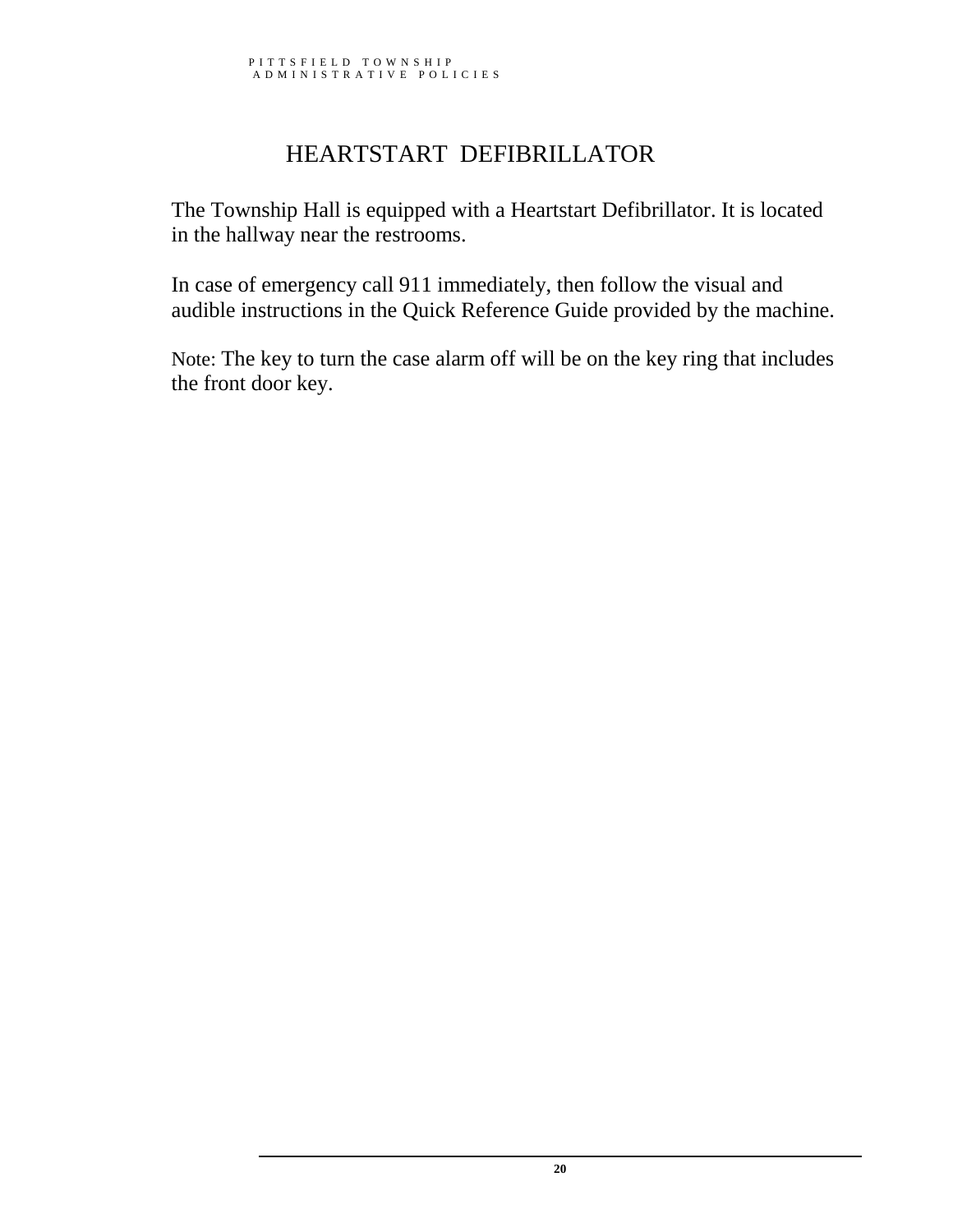# HEARTSTART DEFIBRILLATOR

The Township Hall is equipped with a Heartstart Defibrillator. It is located in the hallway near the restrooms.

In case of emergency call 911 immediately, then follow the visual and audible instructions in the Quick Reference Guide provided by the machine.

Note: The key to turn the case alarm off will be on the key ring that includes the front door key.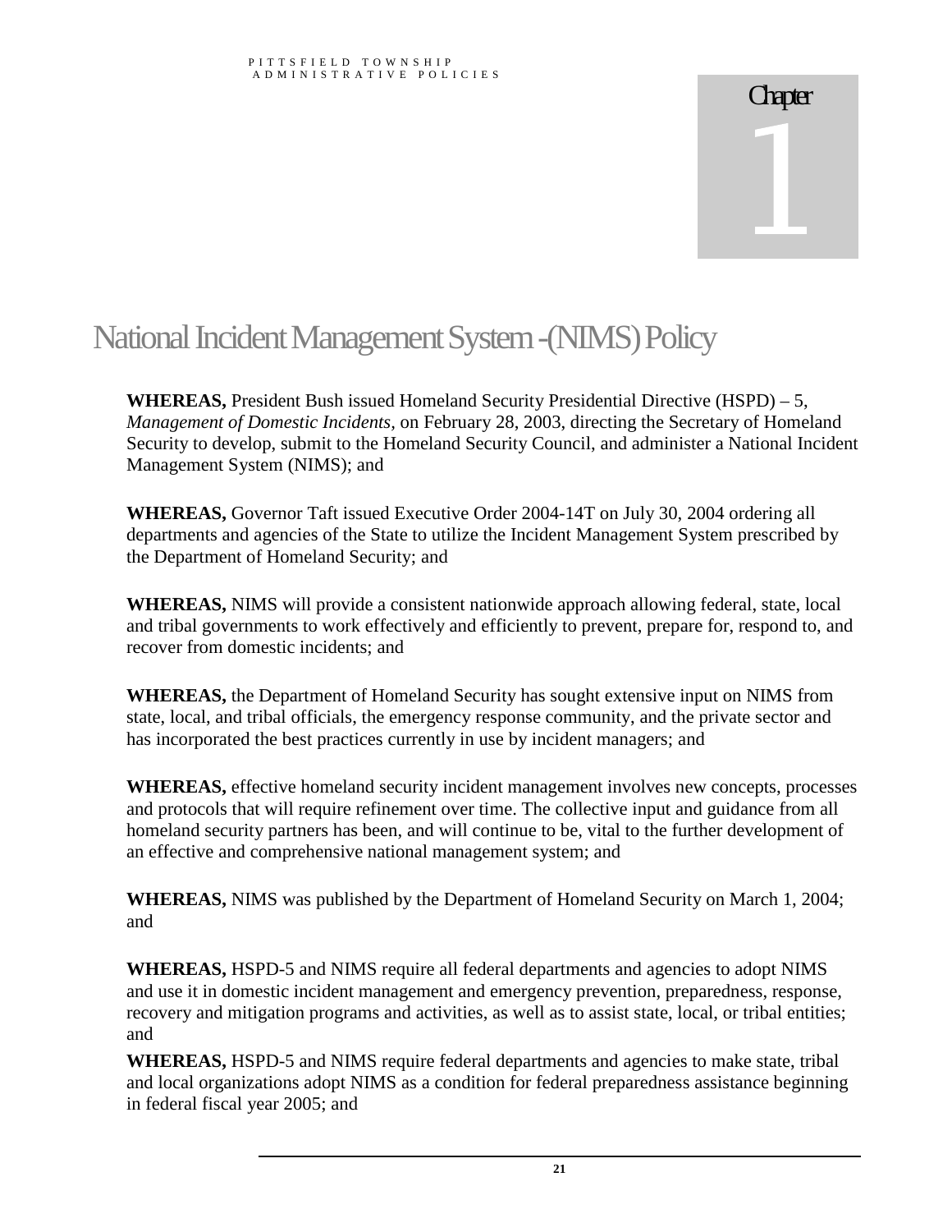# Chapter 1

# National Incident Management System -(NIMS) Policy

**WHEREAS,** President Bush issued Homeland Security Presidential Directive (HSPD) – 5, *Management of Domestic Incidents,* on February 28, 2003, directing the Secretary of Homeland Security to develop, submit to the Homeland Security Council, and administer a National Incident Management System (NIMS); and

**WHEREAS,** Governor Taft issued Executive Order 2004-14T on July 30, 2004 ordering all departments and agencies of the State to utilize the Incident Management System prescribed by the Department of Homeland Security; and

**WHEREAS,** NIMS will provide a consistent nationwide approach allowing federal, state, local and tribal governments to work effectively and efficiently to prevent, prepare for, respond to, and recover from domestic incidents; and

**WHEREAS,** the Department of Homeland Security has sought extensive input on NIMS from state, local, and tribal officials, the emergency response community, and the private sector and has incorporated the best practices currently in use by incident managers; and

**WHEREAS,** effective homeland security incident management involves new concepts, processes and protocols that will require refinement over time. The collective input and guidance from all homeland security partners has been, and will continue to be, vital to the further development of an effective and comprehensive national management system; and

**WHEREAS,** NIMS was published by the Department of Homeland Security on March 1, 2004; and

**WHEREAS,** HSPD-5 and NIMS require all federal departments and agencies to adopt NIMS and use it in domestic incident management and emergency prevention, preparedness, response, recovery and mitigation programs and activities, as well as to assist state, local, or tribal entities; and

**WHEREAS,** HSPD-5 and NIMS require federal departments and agencies to make state, tribal and local organizations adopt NIMS as a condition for federal preparedness assistance beginning in federal fiscal year 2005; and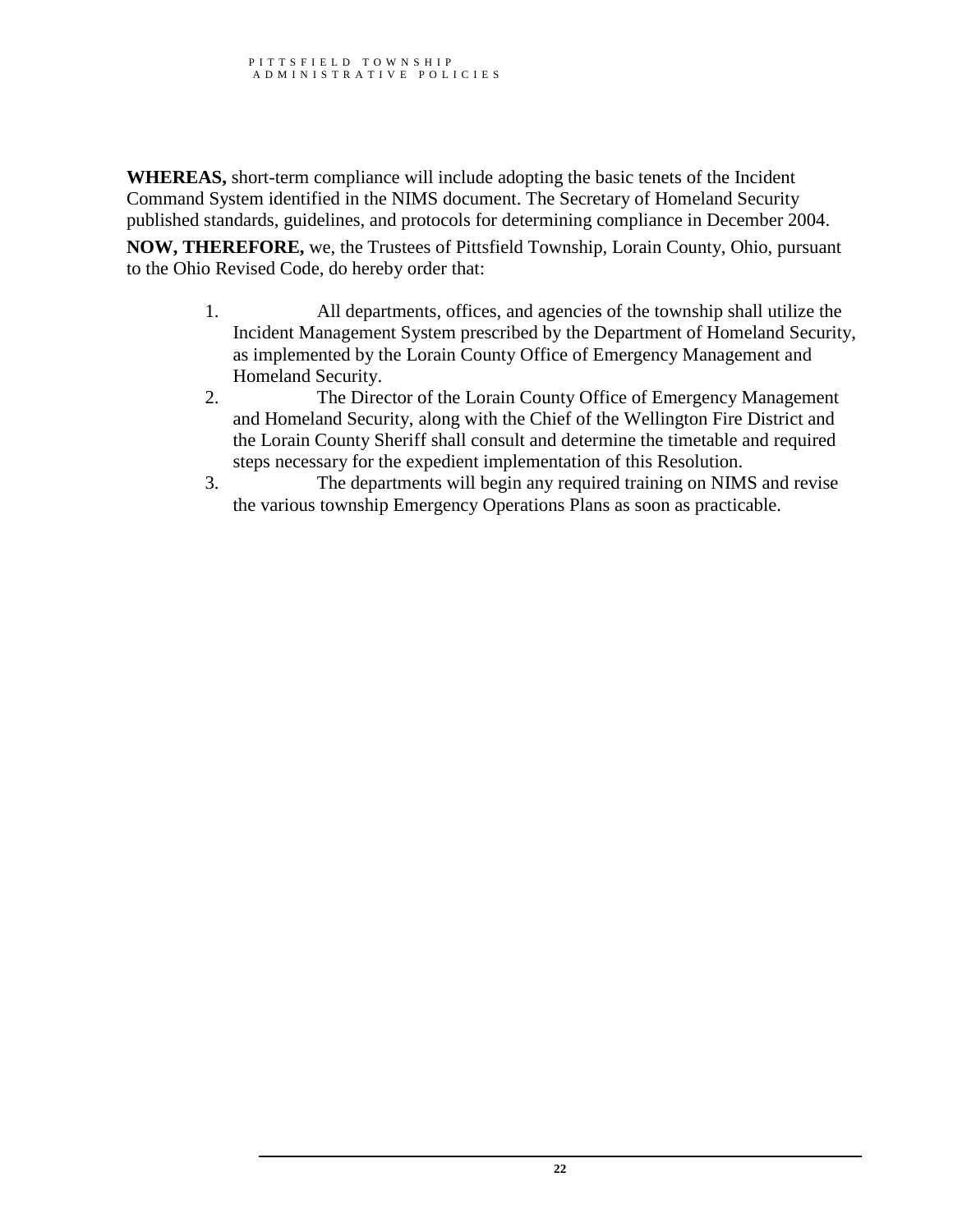**WHEREAS,** short-term compliance will include adopting the basic tenets of the Incident Command System identified in the NIMS document. The Secretary of Homeland Security published standards, guidelines, and protocols for determining compliance in December 2004.

**NOW, THEREFORE,** we, the Trustees of Pittsfield Township, Lorain County, Ohio, pursuant to the Ohio Revised Code, do hereby order that:

1. All departments, offices, and agencies of the township shall utilize the Incident Management System prescribed by the Department of Homeland Security, as implemented by the Lorain County Office of Emergency Management and Homeland Security.
2. The Director of the Lorain County Office of Emergency Management and Homeland Security, along with the Chief of the Wellington Fire District and the Lorain County Sheriff shall consult and determine the timetable and required steps necessary for the expedient implementation of this Resolution.
3. The departments will begin any required training on NIMS and revise the various township Emergency Operations Plans as soon as practicable.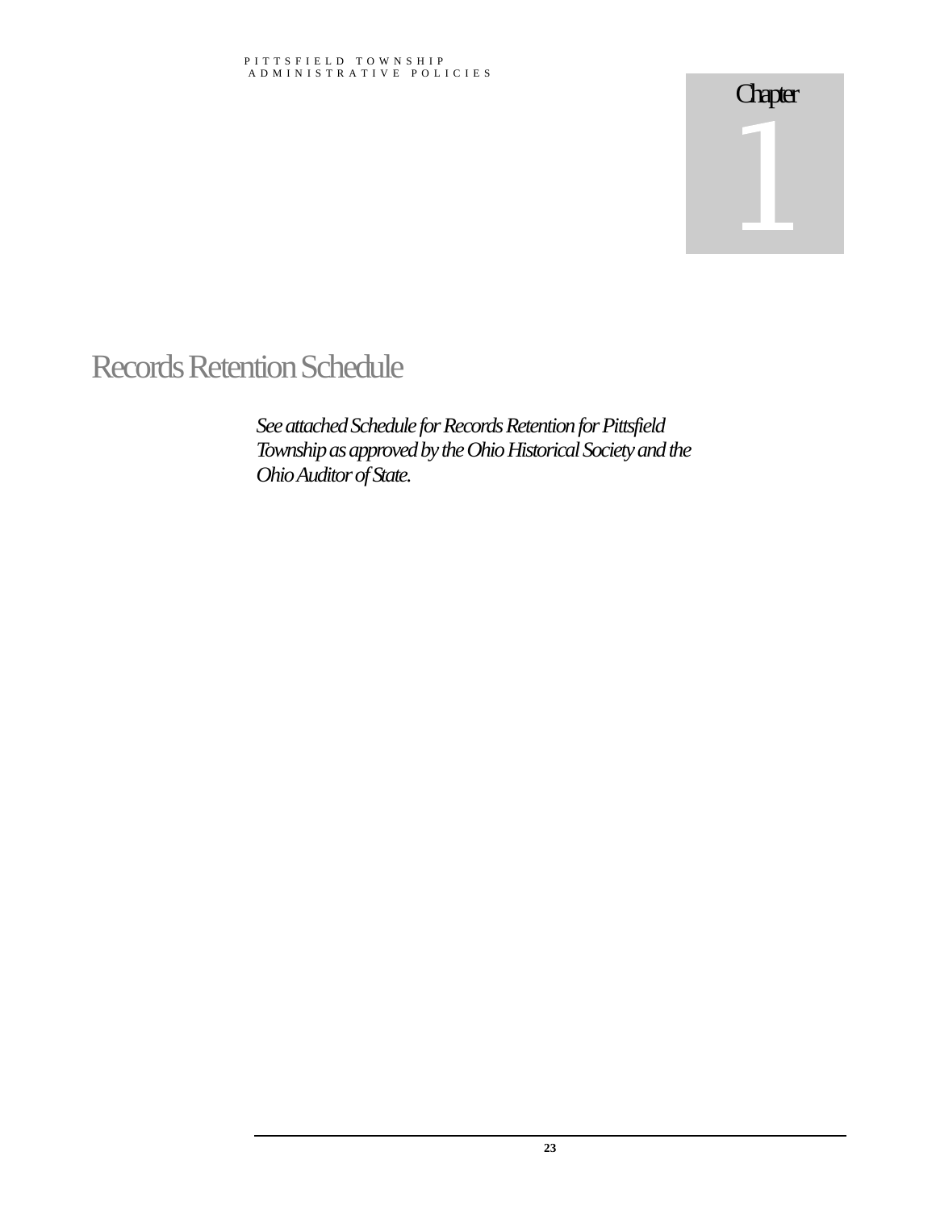# Chapter 1

## Records Retention Schedule

*See attached Schedule for Records Retention for Pittsfield Township as approved by the Ohio Historical Society and the Ohio Auditor of State.*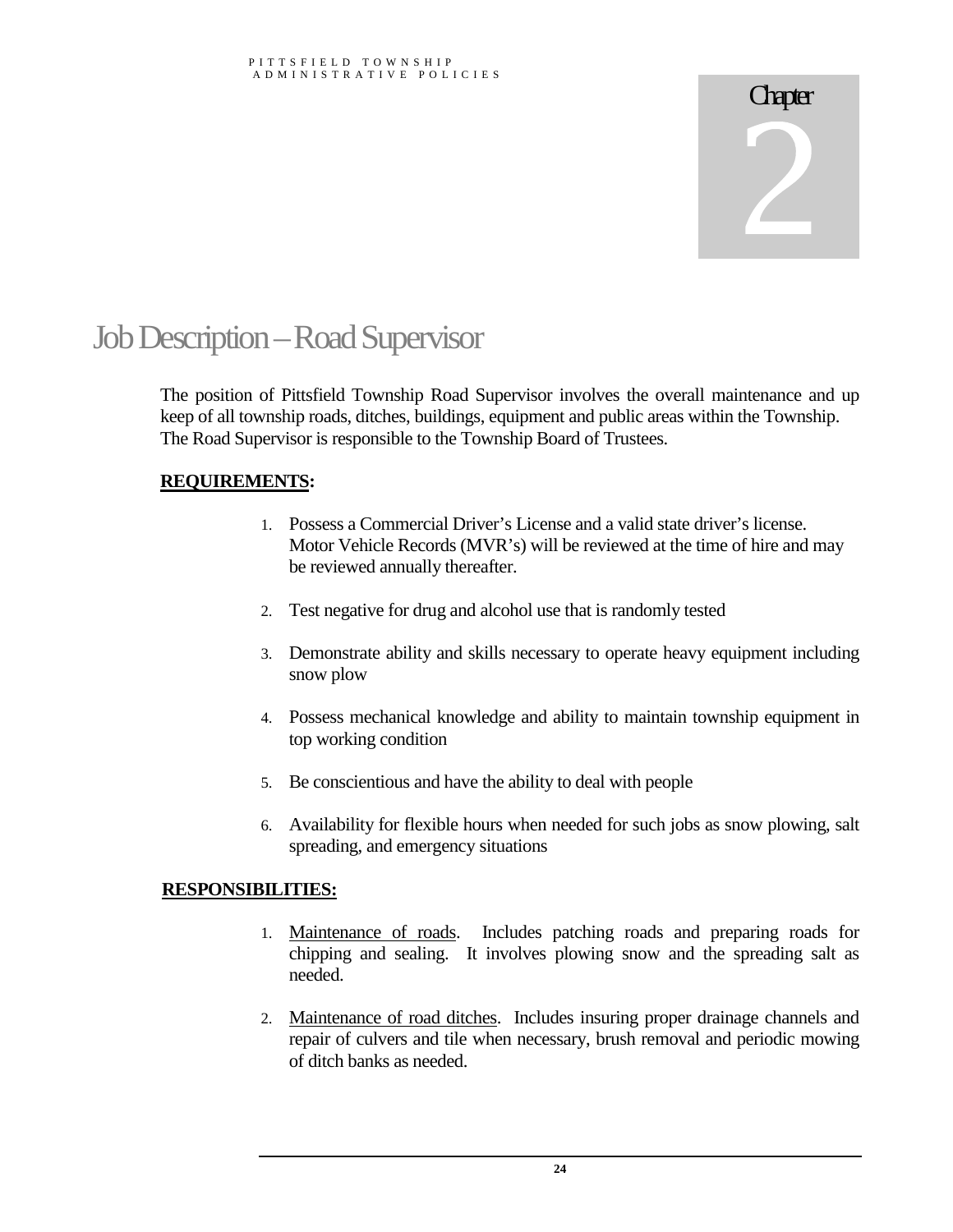Chapter

2

# Job Description – Road Supervisor

The position of Pittsfield Township Road Supervisor involves the overall maintenance and up keep of all township roads, ditches, buildings, equipment and public areas within the Township. The Road Supervisor is responsible to the Township Board of Trustees.

**REQUIREMENTS:**

1. Possess a Commercial Driver's License and a valid state driver's license. Motor Vehicle Records (MVR's) will be reviewed at the time of hire and may be reviewed annually thereafter.

2. Test negative for drug and alcohol use that is randomly tested

3. Demonstrate ability and skills necessary to operate heavy equipment including snow plow

4. Possess mechanical knowledge and ability to maintain township equipment in top working condition

5. Be conscientious and have the ability to deal with people

6. Availability for flexible hours when needed for such jobs as snow plowing, salt spreading, and emergency situations

**RESPONSIBILITIES:**

1. Maintenance of roads. Includes patching roads and preparing roads for chipping and sealing. It involves plowing snow and the spreading salt as needed.

2. Maintenance of road ditches. Includes insuring proper drainage channels and repair of culvers and tile when necessary, brush removal and periodic mowing of ditch banks as needed.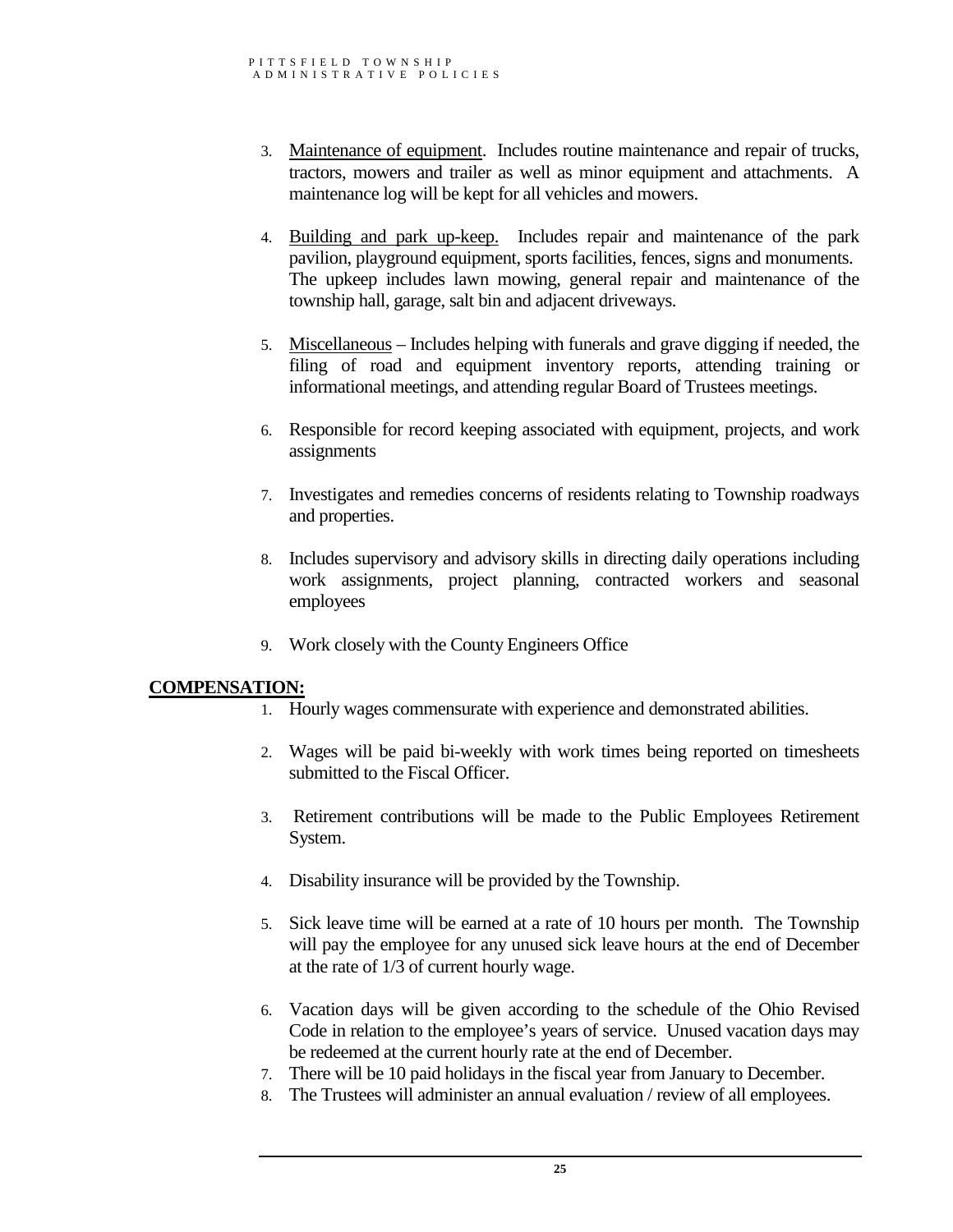3. Maintenance of equipment. Includes routine maintenance and repair of trucks, tractors, mowers and trailer as well as minor equipment and attachments. A maintenance log will be kept for all vehicles and mowers.

4. Building and park up-keep. Includes repair and maintenance of the park pavilion, playground equipment, sports facilities, fences, signs and monuments. The upkeep includes lawn mowing, general repair and maintenance of the township hall, garage, salt bin and adjacent driveways.

5. Miscellaneous – Includes helping with funerals and grave digging if needed, the filing of road and equipment inventory reports, attending training or informational meetings, and attending regular Board of Trustees meetings.

6. Responsible for record keeping associated with equipment, projects, and work assignments

7. Investigates and remedies concerns of residents relating to Township roadways and properties.

8. Includes supervisory and advisory skills in directing daily operations including work assignments, project planning, contracted workers and seasonal employees

9. Work closely with the County Engineers Office

**COMPENSATION:**

1. Hourly wages commensurate with experience and demonstrated abilities.

2. Wages will be paid bi-weekly with work times being reported on timesheets submitted to the Fiscal Officer.

3. Retirement contributions will be made to the Public Employees Retirement System.

4. Disability insurance will be provided by the Township.

5. Sick leave time will be earned at a rate of 10 hours per month. The Township will pay the employee for any unused sick leave hours at the end of December at the rate of 1/3 of current hourly wage.

6. Vacation days will be given according to the schedule of the Ohio Revised Code in relation to the employee's years of service. Unused vacation days may be redeemed at the current hourly rate at the end of December.
7. There will be 10 paid holidays in the fiscal year from January to December.
8. The Trustees will administer an annual evaluation / review of all employees.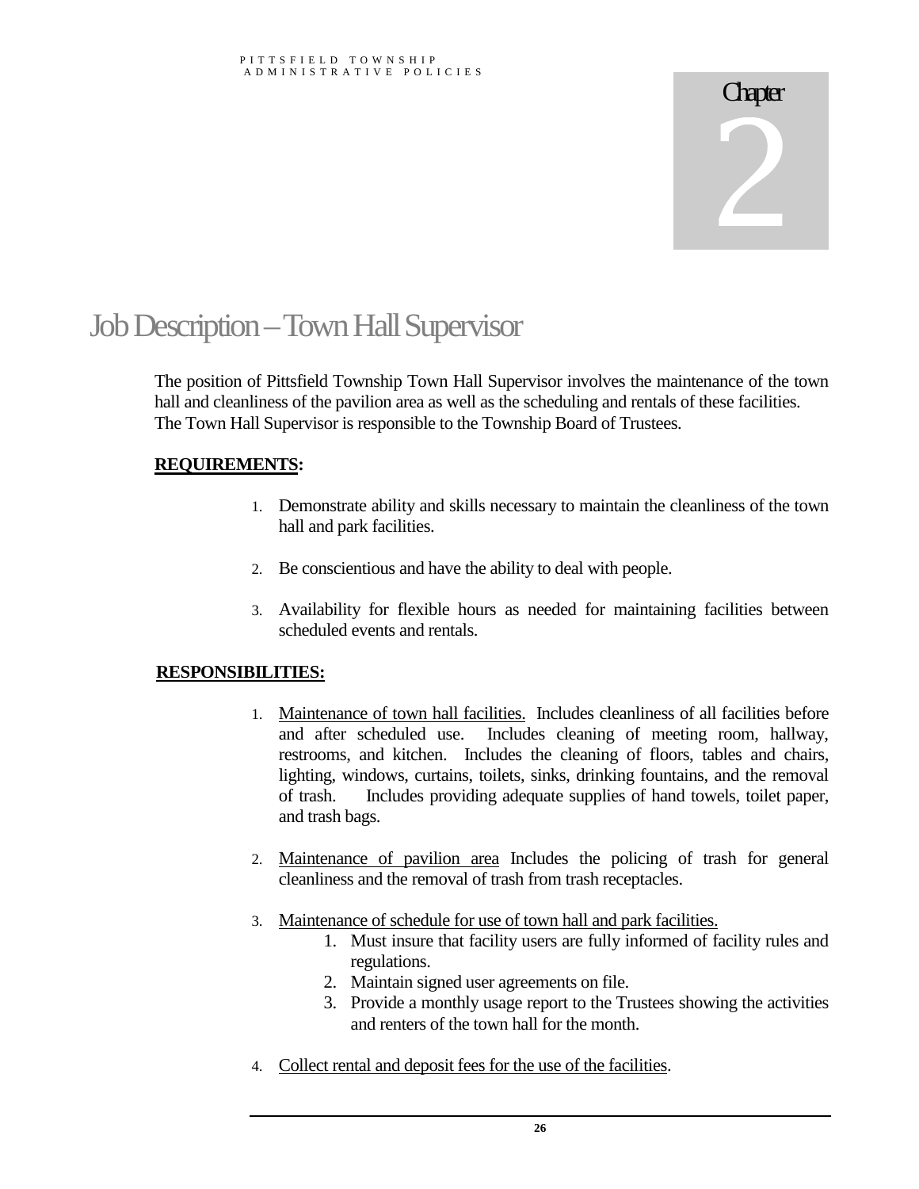# Chapter 2

# Job Description – Town Hall Supervisor

The position of Pittsfield Township Town Hall Supervisor involves the maintenance of the town hall and cleanliness of the pavilion area as well as the scheduling and rentals of these facilities. The Town Hall Supervisor is responsible to the Township Board of Trustees.

**REQUIREMENTS:**

1. Demonstrate ability and skills necessary to maintain the cleanliness of the town hall and park facilities.

2. Be conscientious and have the ability to deal with people.

3. Availability for flexible hours as needed for maintaining facilities between scheduled events and rentals.

**RESPONSIBILITIES:**

1. Maintenance of town hall facilities. Includes cleanliness of all facilities before and after scheduled use. Includes cleaning of meeting room, hallway, restrooms, and kitchen. Includes the cleaning of floors, tables and chairs, lighting, windows, curtains, toilets, sinks, drinking fountains, and the removal of trash. Includes providing adequate supplies of hand towels, toilet paper, and trash bags.

2. Maintenance of pavilion area Includes the policing of trash for general cleanliness and the removal of trash from trash receptacles.

3. Maintenance of schedule for use of town hall and park facilities.
   1. Must insure that facility users are fully informed of facility rules and regulations.
   2. Maintain signed user agreements on file.
   3. Provide a monthly usage report to the Trustees showing the activities and renters of the town hall for the month.

4. Collect rental and deposit fees for the use of the facilities.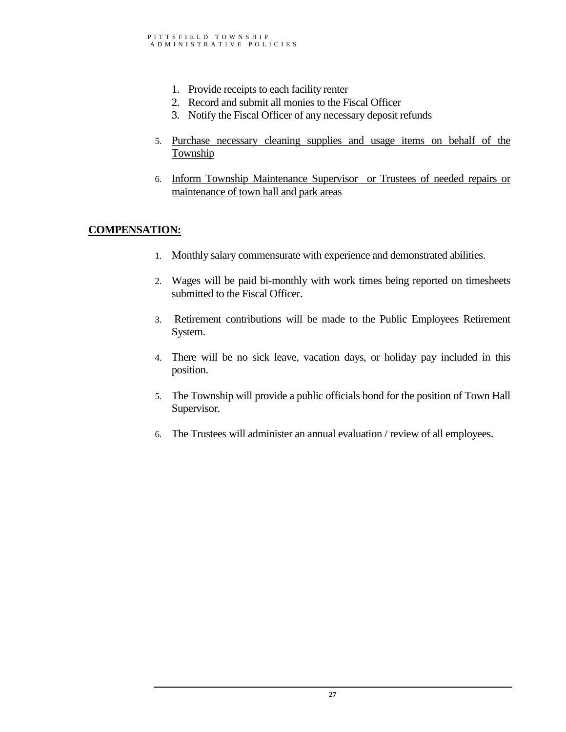1. Provide receipts to each facility renter
2. Record and submit all monies to the Fiscal Officer
3. Notify the Fiscal Officer of any necessary deposit refunds

5. Purchase necessary cleaning supplies and usage items on behalf of the Township

6. Inform Township Maintenance Supervisor or Trustees of needed repairs or maintenance of town hall and park areas

**COMPENSATION:**

1. Monthly salary commensurate with experience and demonstrated abilities.

2. Wages will be paid bi-monthly with work times being reported on timesheets submitted to the Fiscal Officer.

3. Retirement contributions will be made to the Public Employees Retirement System.

4. There will be no sick leave, vacation days, or holiday pay included in this position.

5. The Township will provide a public officials bond for the position of Town Hall Supervisor.

6. The Trustees will administer an annual evaluation / review of all employees.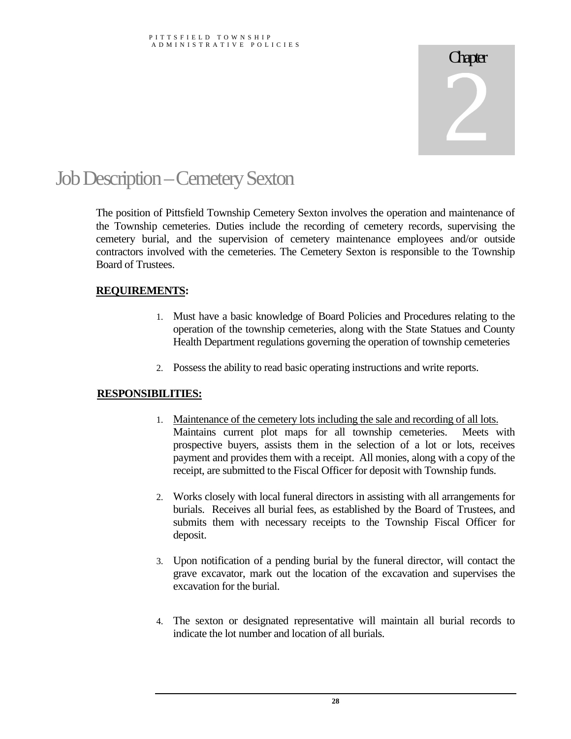Chapter

2

# Job Description – Cemetery Sexton

The position of Pittsfield Township Cemetery Sexton involves the operation and maintenance of the Township cemeteries. Duties include the recording of cemetery records, supervising the cemetery burial, and the supervision of cemetery maintenance employees and/or outside contractors involved with the cemeteries. The Cemetery Sexton is responsible to the Township Board of Trustees.

**REQUIREMENTS:**

1. Must have a basic knowledge of Board Policies and Procedures relating to the operation of the township cemeteries, along with the State Statues and County Health Department regulations governing the operation of township cemeteries

2. Possess the ability to read basic operating instructions and write reports.

**RESPONSIBILITIES:**

1. Maintenance of the cemetery lots including the sale and recording of all lots. Maintains current plot maps for all township cemeteries. Meets with prospective buyers, assists them in the selection of a lot or lots, receives payment and provides them with a receipt. All monies, along with a copy of the receipt, are submitted to the Fiscal Officer for deposit with Township funds.

2. Works closely with local funeral directors in assisting with all arrangements for burials. Receives all burial fees, as established by the Board of Trustees, and submits them with necessary receipts to the Township Fiscal Officer for deposit.

3. Upon notification of a pending burial by the funeral director, will contact the grave excavator, mark out the location of the excavation and supervises the excavation for the burial.

4. The sexton or designated representative will maintain all burial records to indicate the lot number and location of all burials.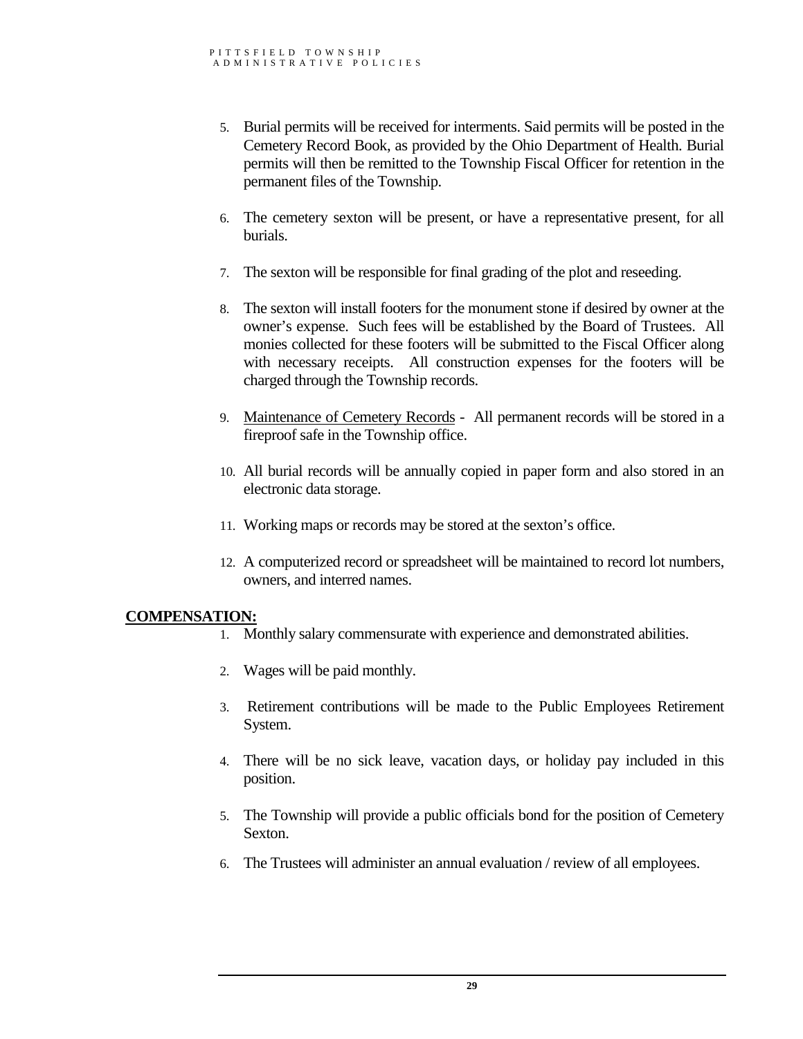5. Burial permits will be received for interments. Said permits will be posted in the Cemetery Record Book, as provided by the Ohio Department of Health. Burial permits will then be remitted to the Township Fiscal Officer for retention in the permanent files of the Township.

6. The cemetery sexton will be present, or have a representative present, for all burials.

7. The sexton will be responsible for final grading of the plot and reseeding.

8. The sexton will install footers for the monument stone if desired by owner at the owner's expense. Such fees will be established by the Board of Trustees. All monies collected for these footers will be submitted to the Fiscal Officer along with necessary receipts. All construction expenses for the footers will be charged through the Township records.

9. Maintenance of Cemetery Records - All permanent records will be stored in a fireproof safe in the Township office.

10. All burial records will be annually copied in paper form and also stored in an electronic data storage.

11. Working maps or records may be stored at the sexton's office.

12. A computerized record or spreadsheet will be maintained to record lot numbers, owners, and interred names.

**COMPENSATION:**

1. Monthly salary commensurate with experience and demonstrated abilities.

2. Wages will be paid monthly.

3. Retirement contributions will be made to the Public Employees Retirement System.

4. There will be no sick leave, vacation days, or holiday pay included in this position.

5. The Township will provide a public officials bond for the position of Cemetery Sexton.

6. The Trustees will administer an annual evaluation / review of all employees.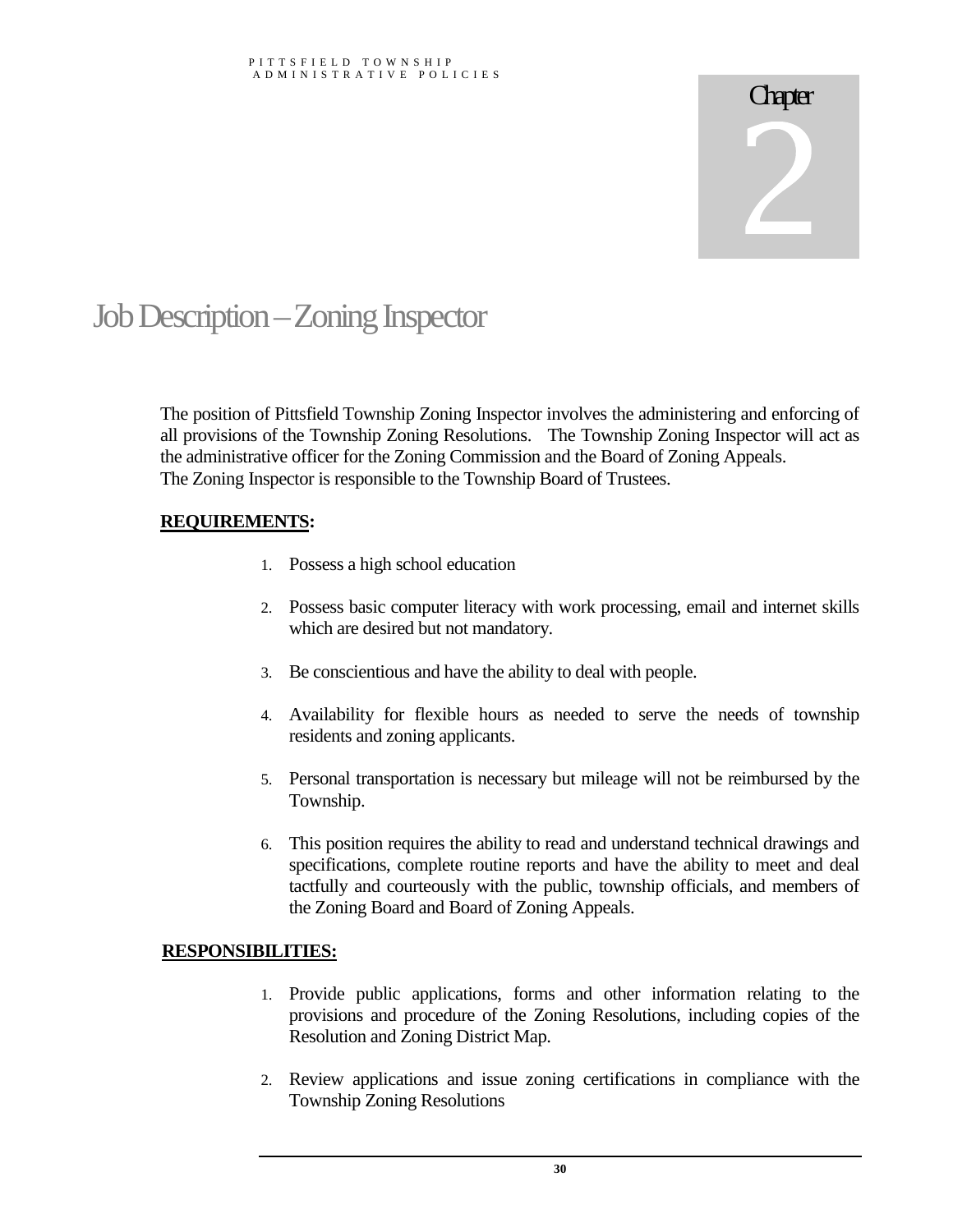# Chapter 2

## Job Description – Zoning Inspector

The position of Pittsfield Township Zoning Inspector involves the administering and enforcing of all provisions of the Township Zoning Resolutions. The Township Zoning Inspector will act as the administrative officer for the Zoning Commission and the Board of Zoning Appeals.
The Zoning Inspector is responsible to the Township Board of Trustees.

**REQUIREMENTS:**

1. Possess a high school education
2. Possess basic computer literacy with work processing, email and internet skills which are desired but not mandatory.
3. Be conscientious and have the ability to deal with people.
4. Availability for flexible hours as needed to serve the needs of township residents and zoning applicants.
5. Personal transportation is necessary but mileage will not be reimbursed by the Township.
6. This position requires the ability to read and understand technical drawings and specifications, complete routine reports and have the ability to meet and deal tactfully and courteously with the public, township officials, and members of the Zoning Board and Board of Zoning Appeals.

**RESPONSIBILITIES:**

1. Provide public applications, forms and other information relating to the provisions and procedure of the Zoning Resolutions, including copies of the Resolution and Zoning District Map.
2. Review applications and issue zoning certifications in compliance with the Township Zoning Resolutions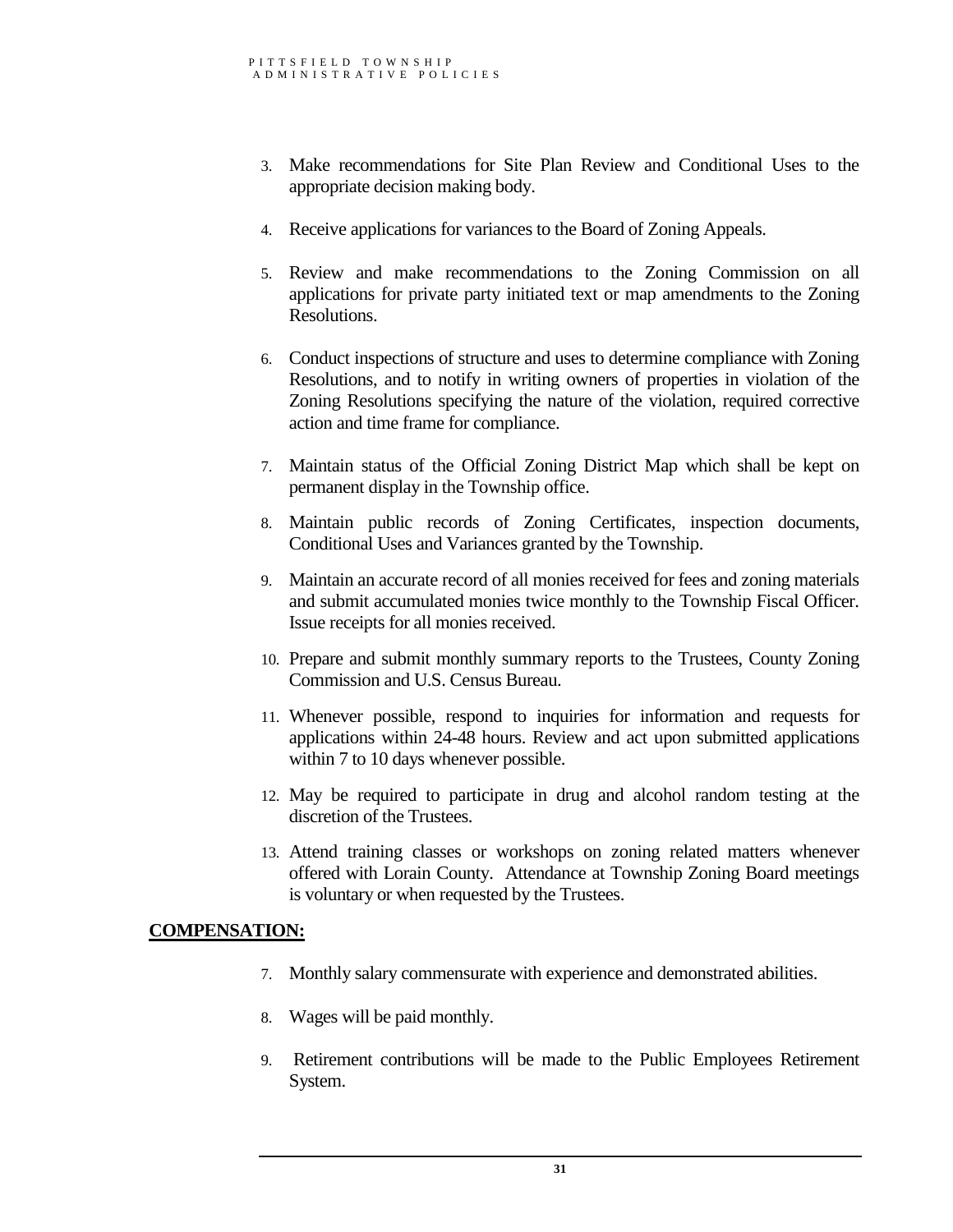3. Make recommendations for Site Plan Review and Conditional Uses to the appropriate decision making body.

4. Receive applications for variances to the Board of Zoning Appeals.

5. Review and make recommendations to the Zoning Commission on all applications for private party initiated text or map amendments to the Zoning Resolutions.

6. Conduct inspections of structure and uses to determine compliance with Zoning Resolutions, and to notify in writing owners of properties in violation of the Zoning Resolutions specifying the nature of the violation, required corrective action and time frame for compliance.

7. Maintain status of the Official Zoning District Map which shall be kept on permanent display in the Township office.

8. Maintain public records of Zoning Certificates, inspection documents, Conditional Uses and Variances granted by the Township.

9. Maintain an accurate record of all monies received for fees and zoning materials and submit accumulated monies twice monthly to the Township Fiscal Officer. Issue receipts for all monies received.

10. Prepare and submit monthly summary reports to the Trustees, County Zoning Commission and U.S. Census Bureau.

11. Whenever possible, respond to inquiries for information and requests for applications within 24-48 hours. Review and act upon submitted applications within 7 to 10 days whenever possible.

12. May be required to participate in drug and alcohol random testing at the discretion of the Trustees.

13. Attend training classes or workshops on zoning related matters whenever offered with Lorain County. Attendance at Township Zoning Board meetings is voluntary or when requested by the Trustees.

**COMPENSATION:**

7. Monthly salary commensurate with experience and demonstrated abilities.

8. Wages will be paid monthly.

9. Retirement contributions will be made to the Public Employees Retirement System.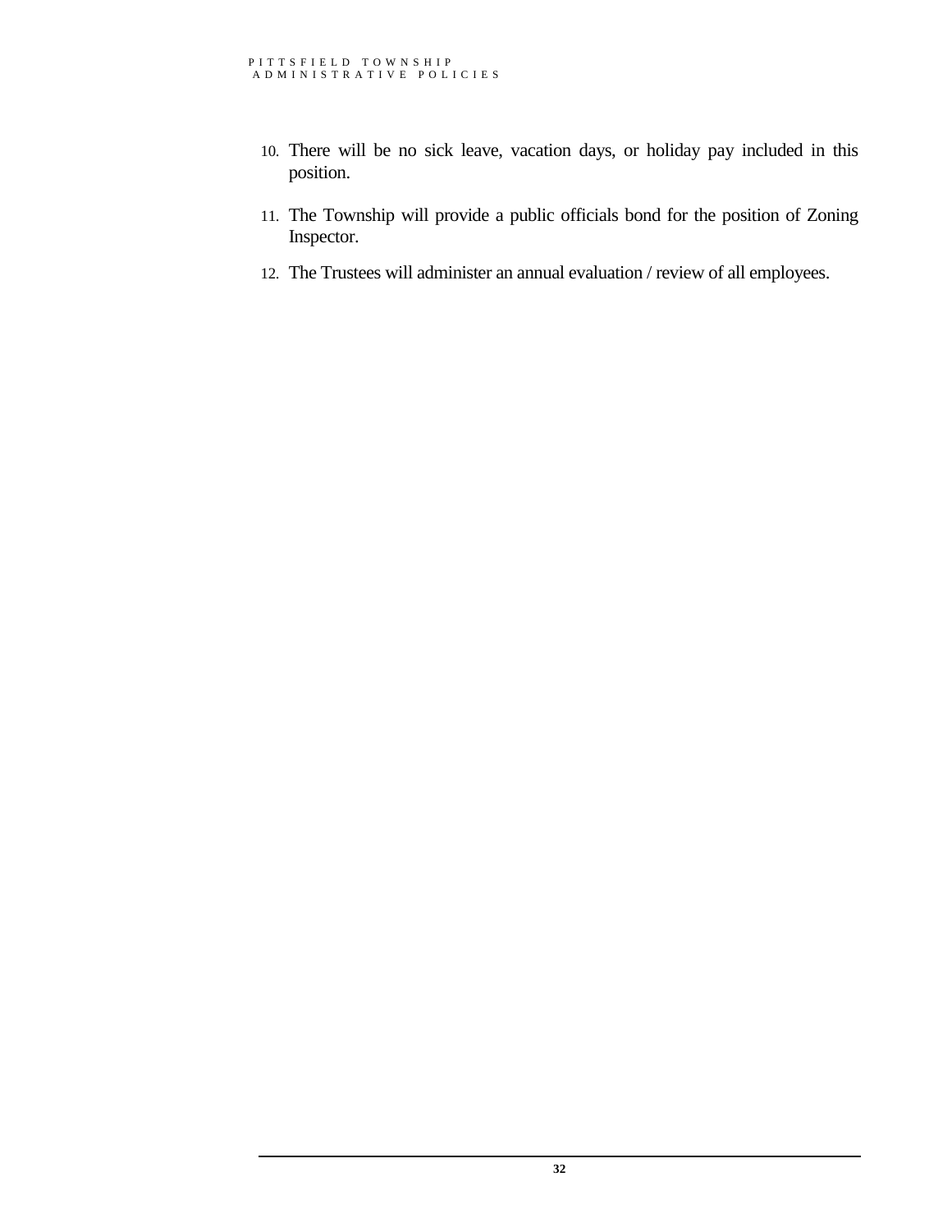10. There will be no sick leave, vacation days, or holiday pay included in this position.

11. The Township will provide a public officials bond for the position of Zoning Inspector.

12. The Trustees will administer an annual evaluation / review of all employees.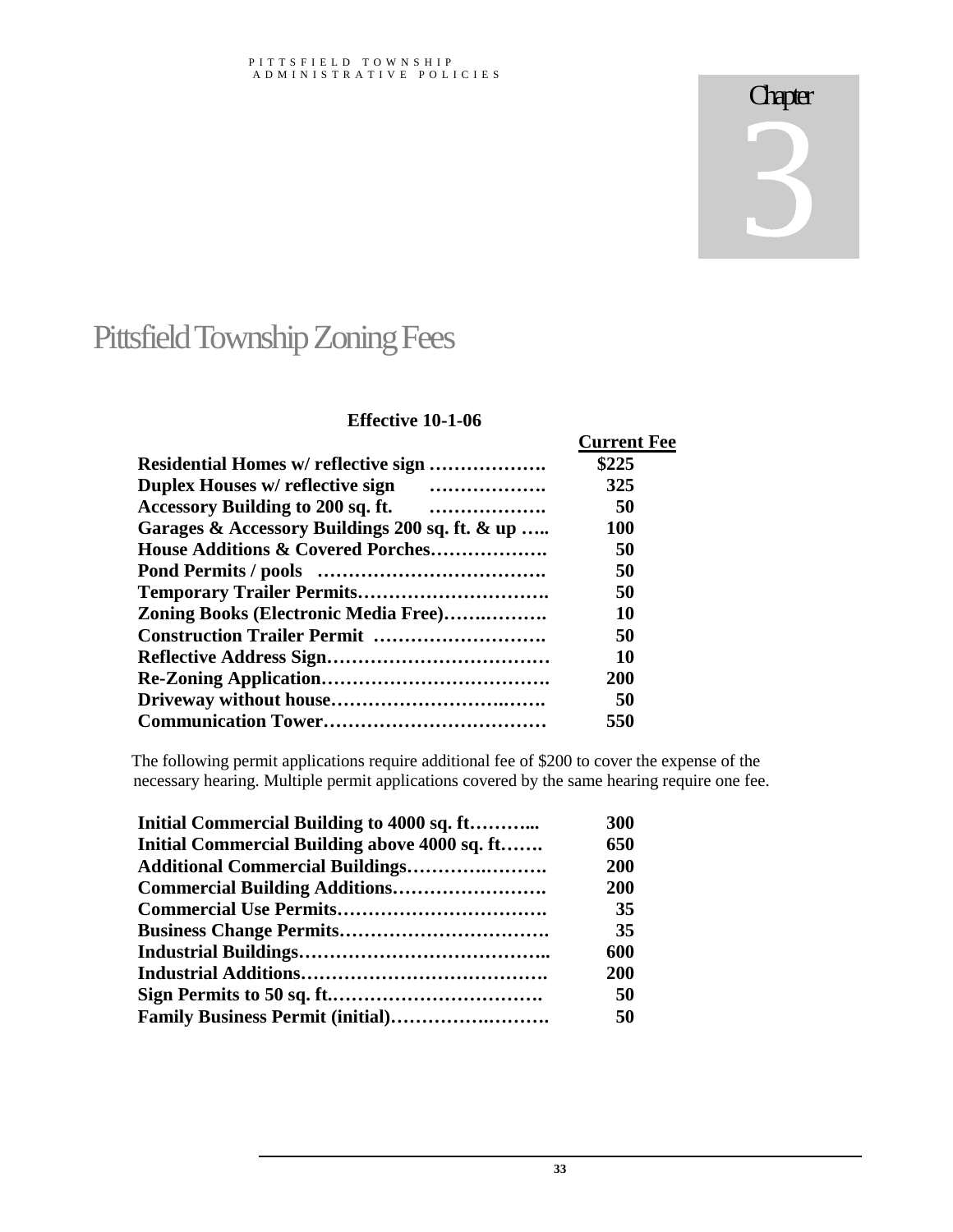# Chapter 3

# Pittsfield Township Zoning Fees

**Effective 10-1-06**

| | Current Fee |
|---|---|
| **Residential Homes w/ reflective sign** | **$225** |
| **Duplex Houses w/ reflective sign** | **325** |
| **Accessory Building to 200 sq. ft.** | **50** |
| **Garages & Accessory Buildings 200 sq. ft. & up** | **100** |
| **House Additions & Covered Porches** | **50** |
| **Pond Permits / pools** | **50** |
| **Temporary Trailer Permits** | **50** |
| **Zoning Books (Electronic Media Free)** | **10** |
| **Construction Trailer Permit** | **50** |
| **Reflective Address Sign** | **10** |
| **Re-Zoning Application** | **200** |
| **Driveway without house** | **50** |
| **Communication Tower** | **550** |

The following permit applications require additional fee of $200 to cover the expense of the necessary hearing. Multiple permit applications covered by the same hearing require one fee.

| | |
|---|---|
| **Initial Commercial Building to 4000 sq. ft** | **300** |
| **Initial Commercial Building above 4000 sq. ft** | **650** |
| **Additional Commercial Buildings** | **200** |
| **Commercial Building Additions** | **200** |
| **Commercial Use Permits** | **35** |
| **Business Change Permits** | **35** |
| **Industrial Buildings** | **600** |
| **Industrial Additions** | **200** |
| **Sign Permits to 50 sq. ft.** | **50** |
| **Family Business Permit (initial)** | **50** |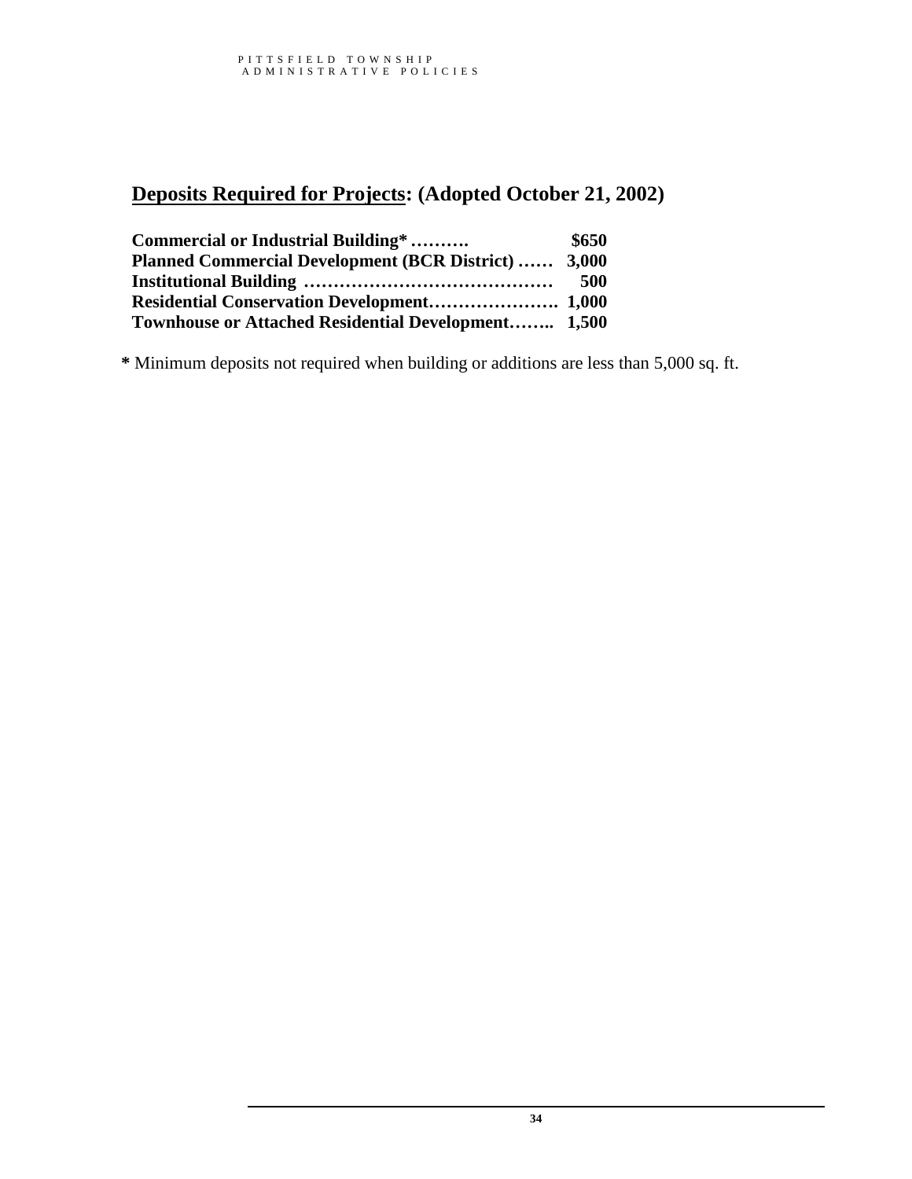## **<u>Deposits Required for Projects</u>: (Adopted October 21, 2002)**

**Commercial or Industrial Building\* ………. $650**
**Planned Commercial Development (BCR District) …… 3,000**
**Institutional Building …………………………………… 500**
**Residential Conservation Development…………………. 1,000**
**Townhouse or Attached Residential Development…….. 1,500**

**\*** Minimum deposits not required when building or additions are less than 5,000 sq. ft.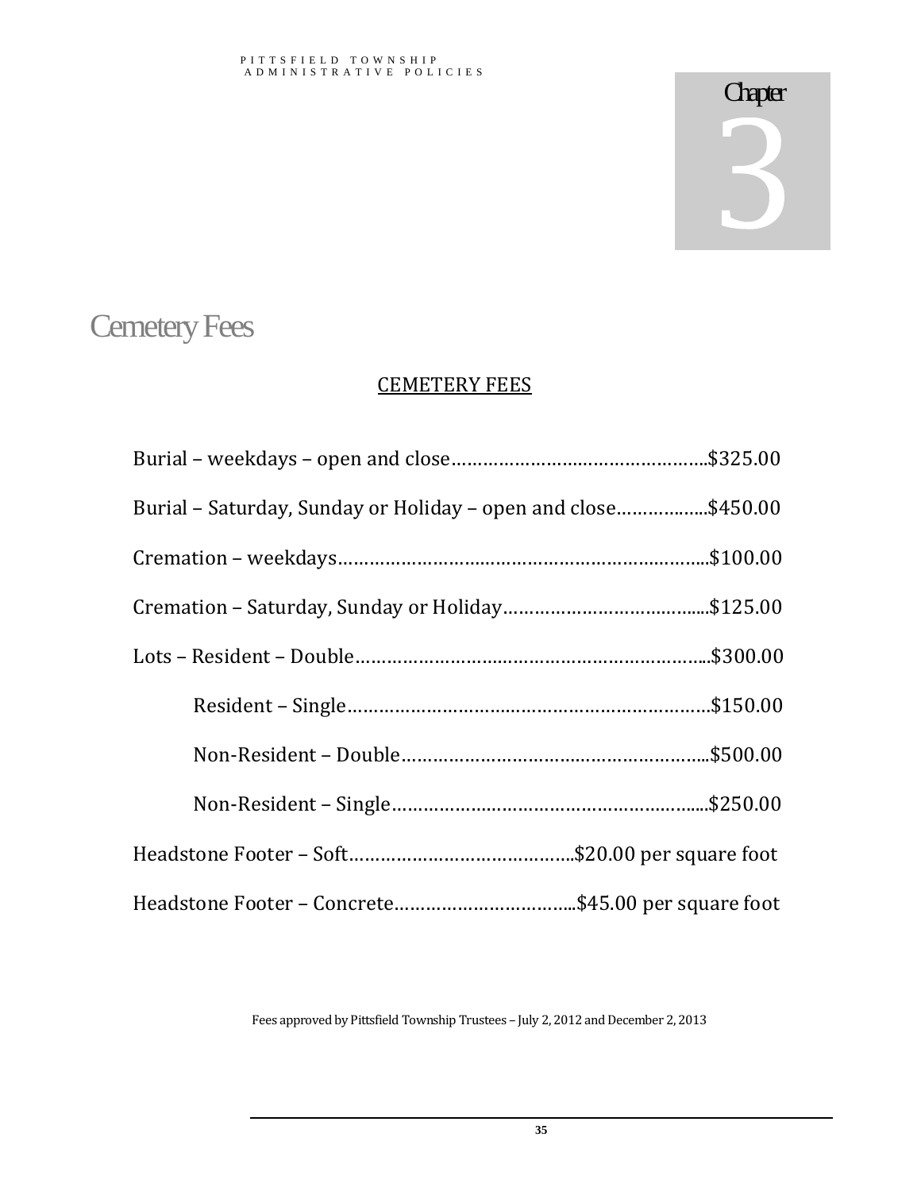# Chapter 3

## Cemetery Fees

### CEMETERY FEES

Burial – weekdays – open and close……………………………………….$325.00

Burial – Saturday, Sunday or Holiday – open and close……………..$450.00

Cremation – weekdays……………………………………………………...$100.00

Cremation – Saturday, Sunday or Holiday…………………………......$125.00

Lots – Resident – Double…………………………………………………...$300.00

Resident – Single……………………………………………………………$150.00

Non-Resident – Double…………………………………………………...$500.00

Non-Resident – Single……………………………………………………....$250.00

Headstone Footer – Soft……………………………………..$20.00 per square foot

Headstone Footer – Concrete……………………………...$45.00 per square foot

Fees approved by Pittsfield Township Trustees – July 2, 2012 and December 2, 2013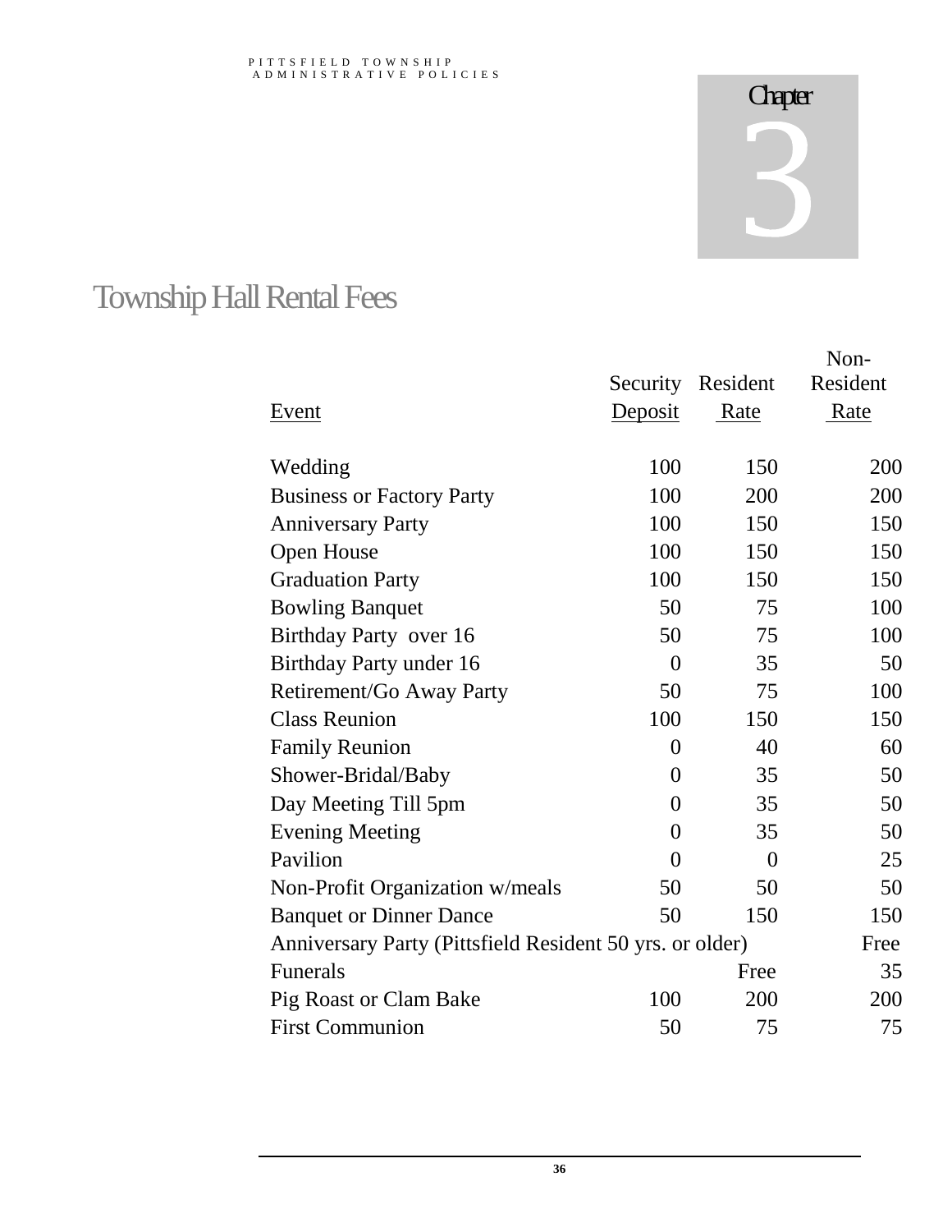# Chapter 3

## Township Hall Rental Fees

| Event | Security Deposit | Resident Rate | Non-Resident Rate |
|---|---|---|---|
| Wedding | 100 | 150 | 200 |
| Business or Factory Party | 100 | 200 | 200 |
| Anniversary Party | 100 | 150 | 150 |
| Open House | 100 | 150 | 150 |
| Graduation Party | 100 | 150 | 150 |
| Bowling Banquet | 50 | 75 | 100 |
| Birthday Party over 16 | 50 | 75 | 100 |
| Birthday Party under 16 | 0 | 35 | 50 |
| Retirement/Go Away Party | 50 | 75 | 100 |
| Class Reunion | 100 | 150 | 150 |
| Family Reunion | 0 | 40 | 60 |
| Shower-Bridal/Baby | 0 | 35 | 50 |
| Day Meeting Till 5pm | 0 | 35 | 50 |
| Evening Meeting | 0 | 35 | 50 |
| Pavilion | 0 | 0 | 25 |
| Non-Profit Organization w/meals | 50 | 50 | 50 |
| Banquet or Dinner Dance | 50 | 150 | 150 |
| Anniversary Party (Pittsfield Resident 50 yrs. or older) | | | Free |
| Funerals | | Free | 35 |
| Pig Roast or Clam Bake | 100 | 200 | 200 |
| First Communion | 50 | 75 | 75 |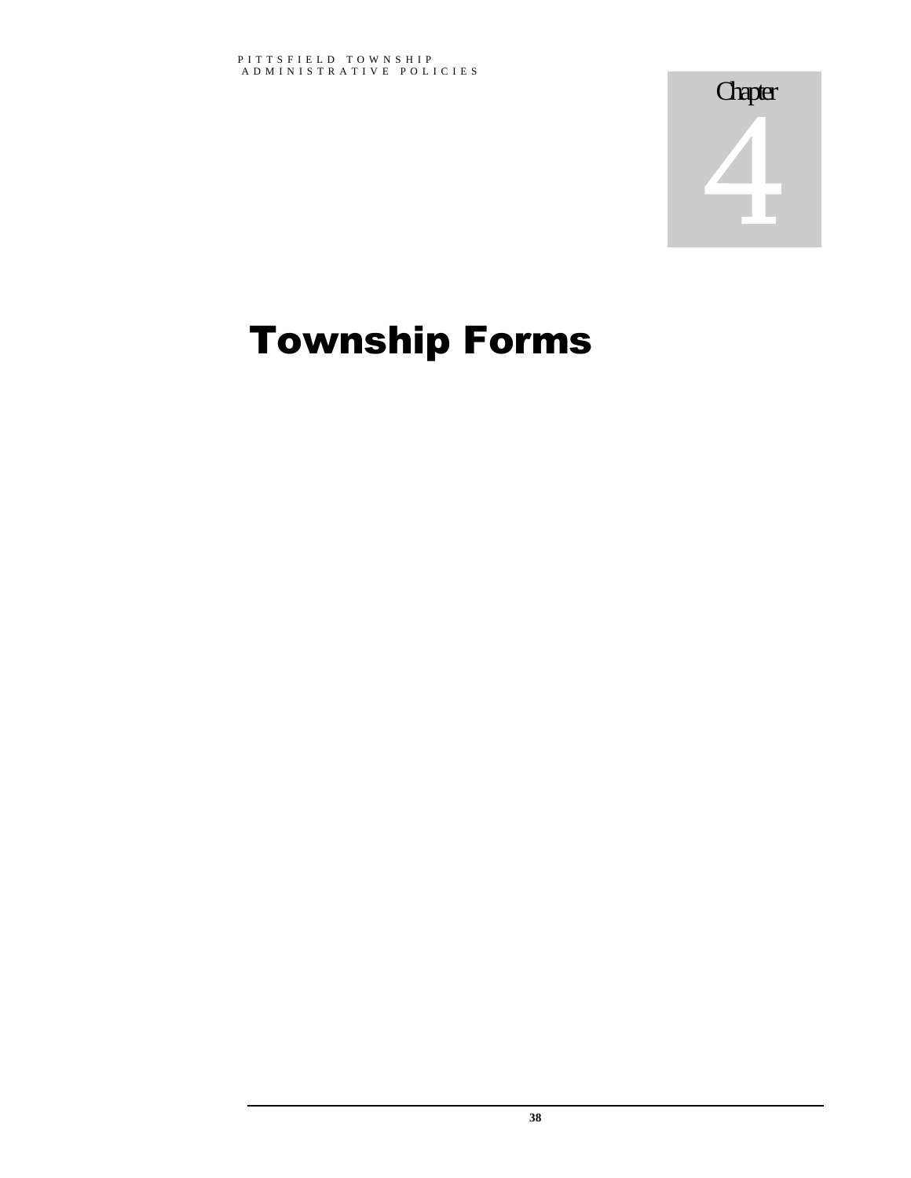Chapter

4

# Township Forms